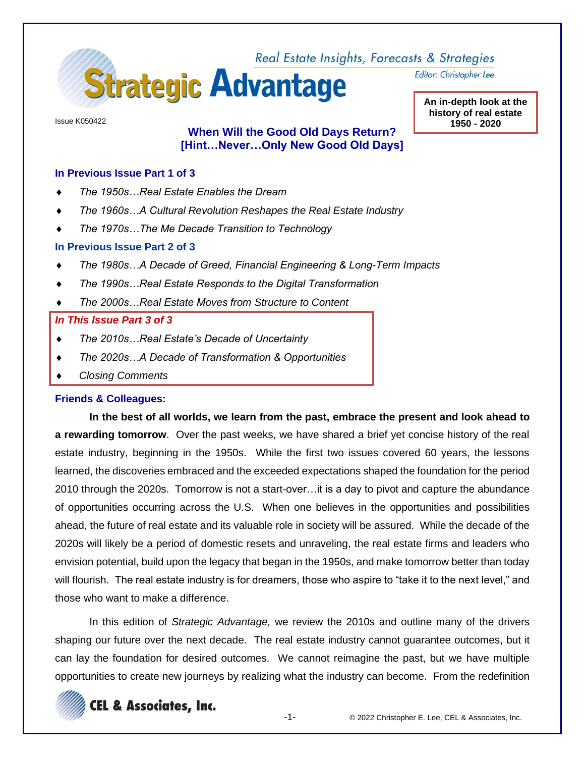# Strategic Advantage

*Real Estate Insights, Forecasts & Strategies*

*Editor: Christopher Lee*

Issue K050422

**An in-depth look at the history of real estate 1950 - 2020**

## When Will the Good Old Days Return? [Hint…Never…Only New Good Old Days]

### In Previous Issue Part 1 of 3

- *The 1950s…Real Estate Enables the Dream*
- *The 1960s…A Cultural Revolution Reshapes the Real Estate Industry*
- *The 1970s…The Me Decade Transition to Technology*

### In Previous Issue Part 2 of 3

- *The 1980s…A Decade of Greed, Financial Engineering & Long-Term Impacts*
- *The 1990s…Real Estate Responds to the Digital Transformation*
- *The 2000s…Real Estate Moves from Structure to Content*

### *In This Issue Part 3 of 3*

- *The 2010s…Real Estate's Decade of Uncertainty*
- *The 2020s…A Decade of Transformation & Opportunities*
- *Closing Comments*

### Friends & Colleagues:

**In the best of all worlds, we learn from the past, embrace the present and look ahead to a rewarding tomorrow**. Over the past weeks, we have shared a brief yet concise history of the real estate industry, beginning in the 1950s. While the first two issues covered 60 years, the lessons learned, the discoveries embraced and the exceeded expectations shaped the foundation for the period 2010 through the 2020s. Tomorrow is not a start-over…it is a day to pivot and capture the abundance of opportunities occurring across the U.S. When one believes in the opportunities and possibilities ahead, the future of real estate and its valuable role in society will be assured. While the decade of the 2020s will likely be a period of domestic resets and unraveling, the real estate firms and leaders who envision potential, build upon the legacy that began in the 1950s, and make tomorrow better than today will flourish. The real estate industry is for dreamers, those who aspire to "take it to the next level," and those who want to make a difference.

In this edition of *Strategic Advantage,* we review the 2010s and outline many of the drivers shaping our future over the next decade. The real estate industry cannot guarantee outcomes, but it can lay the foundation for desired outcomes. We cannot reimagine the past, but we have multiple opportunities to create new journeys by realizing what the industry can become. From the redefinition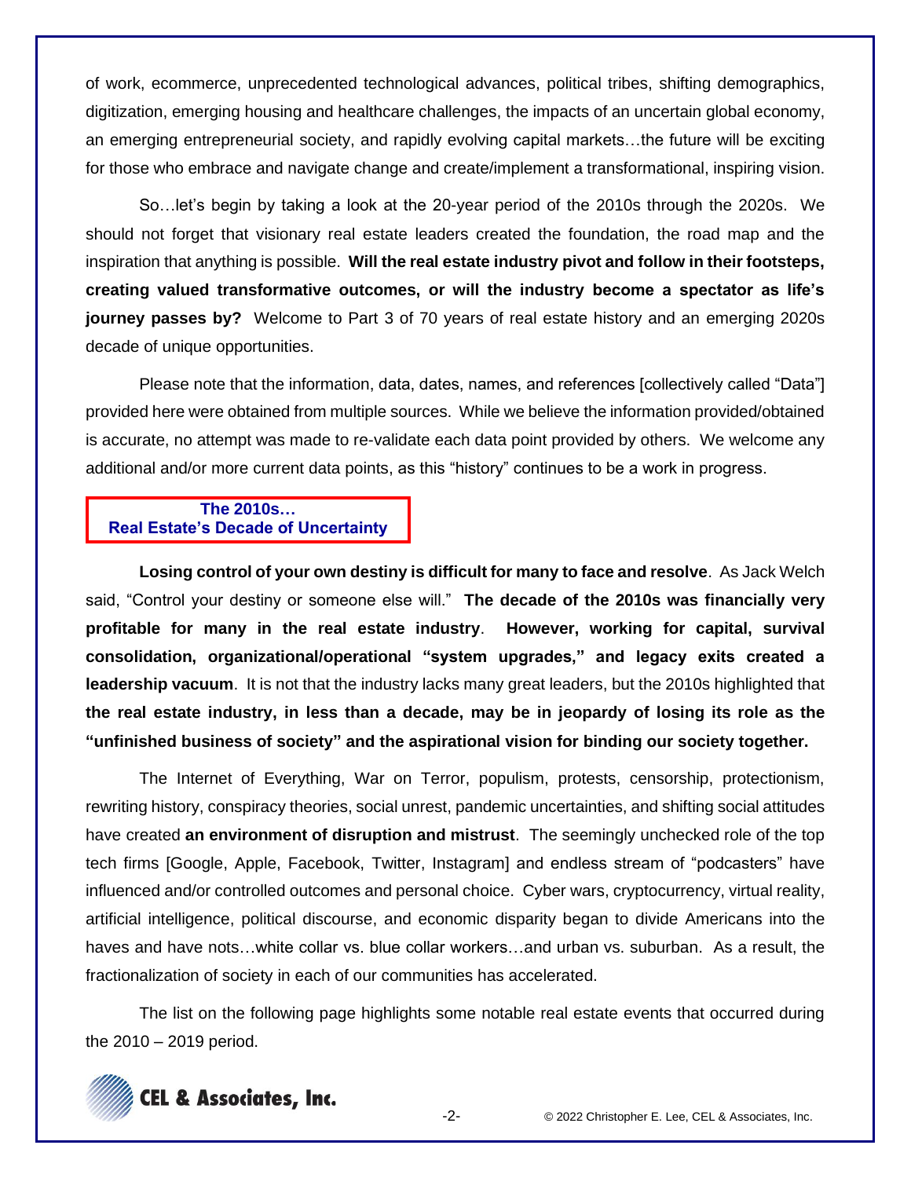of work, ecommerce, unprecedented technological advances, political tribes, shifting demographics, digitization, emerging housing and healthcare challenges, the impacts of an uncertain global economy, an emerging entrepreneurial society, and rapidly evolving capital markets…the future will be exciting for those who embrace and navigate change and create/implement a transformational, inspiring vision.

So…let's begin by taking a look at the 20-year period of the 2010s through the 2020s. We should not forget that visionary real estate leaders created the foundation, the road map and the inspiration that anything is possible. **Will the real estate industry pivot and follow in their footsteps, creating valued transformative outcomes, or will the industry become a spectator as life's journey passes by?** Welcome to Part 3 of 70 years of real estate history and an emerging 2020s decade of unique opportunities.

Please note that the information, data, dates, names, and references [collectively called "Data"] provided here were obtained from multiple sources. While we believe the information provided/obtained is accurate, no attempt was made to re-validate each data point provided by others. We welcome any additional and/or more current data points, as this "history" continues to be a work in progress.

## The 2010s… Real Estate's Decade of Uncertainty

**Losing control of your own destiny is difficult for many to face and resolve**. As Jack Welch said, "Control your destiny or someone else will." **The decade of the 2010s was financially very profitable for many in the real estate industry**. **However, working for capital, survival consolidation, organizational/operational "system upgrades," and legacy exits created a leadership vacuum**. It is not that the industry lacks many great leaders, but the 2010s highlighted that **the real estate industry, in less than a decade, may be in jeopardy of losing its role as the "unfinished business of society" and the aspirational vision for binding our society together.**

The Internet of Everything, War on Terror, populism, protests, censorship, protectionism, rewriting history, conspiracy theories, social unrest, pandemic uncertainties, and shifting social attitudes have created **an environment of disruption and mistrust**. The seemingly unchecked role of the top tech firms [Google, Apple, Facebook, Twitter, Instagram] and endless stream of "podcasters" have influenced and/or controlled outcomes and personal choice. Cyber wars, cryptocurrency, virtual reality, artificial intelligence, political discourse, and economic disparity began to divide Americans into the haves and have nots…white collar vs. blue collar workers…and urban vs. suburban. As a result, the fractionalization of society in each of our communities has accelerated.

The list on the following page highlights some notable real estate events that occurred during the 2010 – 2019 period.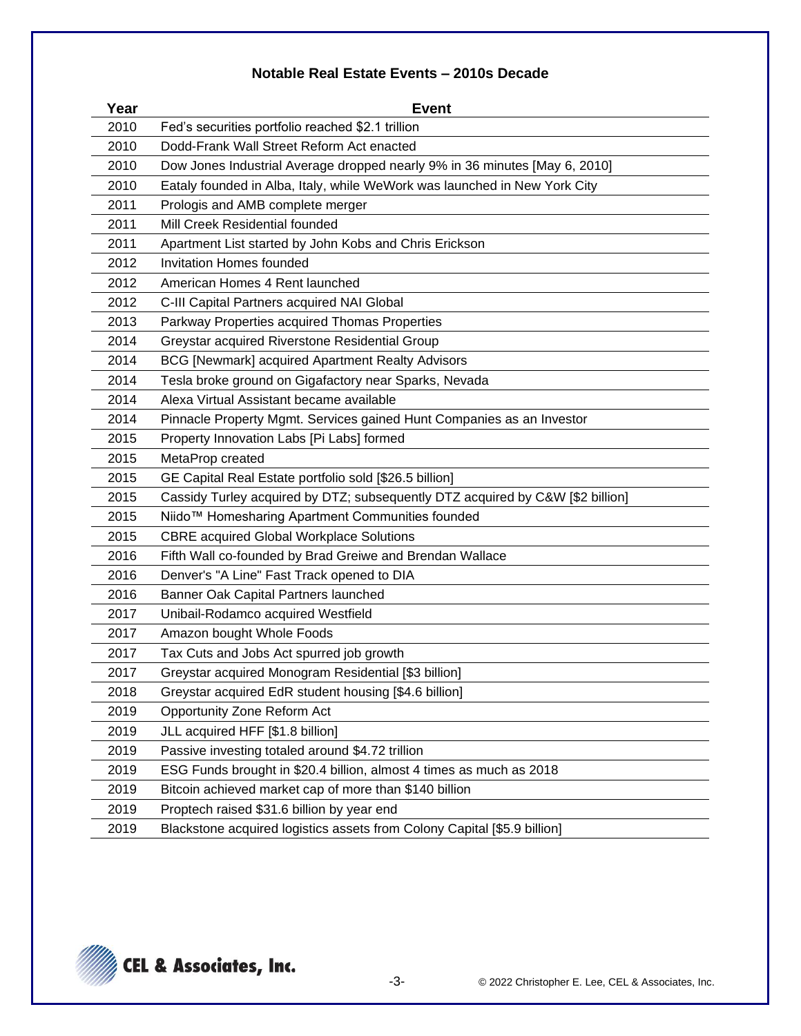## Notable Real Estate Events – 2010s Decade

| Year | Event |
|---|---|
| 2010 | Fed's securities portfolio reached $2.1 trillion |
| 2010 | Dodd-Frank Wall Street Reform Act enacted |
| 2010 | Dow Jones Industrial Average dropped nearly 9% in 36 minutes [May 6, 2010] |
| 2010 | Eataly founded in Alba, Italy, while WeWork was launched in New York City |
| 2011 | Prologis and AMB complete merger |
| 2011 | Mill Creek Residential founded |
| 2011 | Apartment List started by John Kobs and Chris Erickson |
| 2012 | Invitation Homes founded |
| 2012 | American Homes 4 Rent launched |
| 2012 | C-III Capital Partners acquired NAI Global |
| 2013 | Parkway Properties acquired Thomas Properties |
| 2014 | Greystar acquired Riverstone Residential Group |
| 2014 | BCG [Newmark] acquired Apartment Realty Advisors |
| 2014 | Tesla broke ground on Gigafactory near Sparks, Nevada |
| 2014 | Alexa Virtual Assistant became available |
| 2014 | Pinnacle Property Mgmt. Services gained Hunt Companies as an Investor |
| 2015 | Property Innovation Labs [Pi Labs] formed |
| 2015 | MetaProp created |
| 2015 | GE Capital Real Estate portfolio sold [$26.5 billion] |
| 2015 | Cassidy Turley acquired by DTZ; subsequently DTZ acquired by C&W [$2 billion] |
| 2015 | Niido™ Homesharing Apartment Communities founded |
| 2015 | CBRE acquired Global Workplace Solutions |
| 2016 | Fifth Wall co-founded by Brad Greiwe and Brendan Wallace |
| 2016 | Denver's "A Line" Fast Track opened to DIA |
| 2016 | Banner Oak Capital Partners launched |
| 2017 | Unibail-Rodamco acquired Westfield |
| 2017 | Amazon bought Whole Foods |
| 2017 | Tax Cuts and Jobs Act spurred job growth |
| 2017 | Greystar acquired Monogram Residential [$3 billion] |
| 2018 | Greystar acquired EdR student housing [$4.6 billion] |
| 2019 | Opportunity Zone Reform Act |
| 2019 | JLL acquired HFF [$1.8 billion] |
| 2019 | Passive investing totaled around $4.72 trillion |
| 2019 | ESG Funds brought in $20.4 billion, almost 4 times as much as 2018 |
| 2019 | Bitcoin achieved market cap of more than $140 billion |
| 2019 | Proptech raised $31.6 billion by year end |
| 2019 | Blackstone acquired logistics assets from Colony Capital [$5.9 billion] |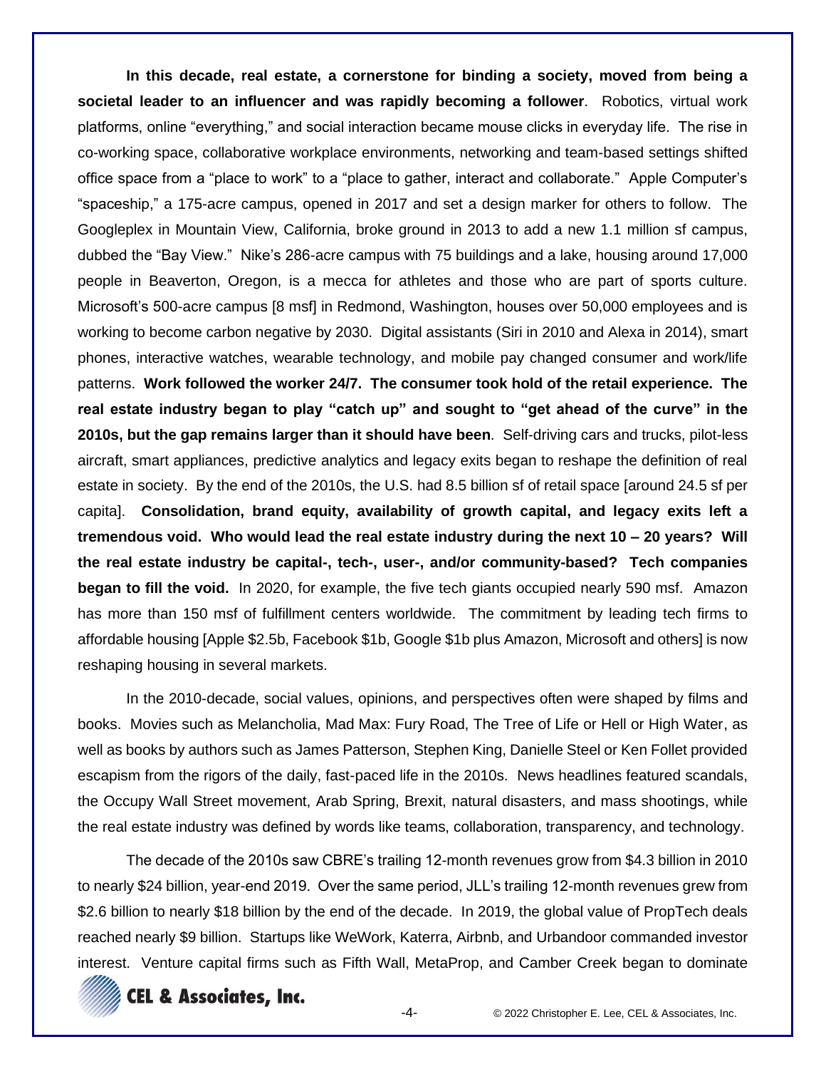**In this decade, real estate, a cornerstone for binding a society, moved from being a societal leader to an influencer and was rapidly becoming a follower**. Robotics, virtual work platforms, online "everything," and social interaction became mouse clicks in everyday life. The rise in co-working space, collaborative workplace environments, networking and team-based settings shifted office space from a "place to work" to a "place to gather, interact and collaborate." Apple Computer's "spaceship," a 175-acre campus, opened in 2017 and set a design marker for others to follow. The Googleplex in Mountain View, California, broke ground in 2013 to add a new 1.1 million sf campus, dubbed the "Bay View." Nike's 286-acre campus with 75 buildings and a lake, housing around 17,000 people in Beaverton, Oregon, is a mecca for athletes and those who are part of sports culture. Microsoft's 500-acre campus [8 msf] in Redmond, Washington, houses over 50,000 employees and is working to become carbon negative by 2030. Digital assistants (Siri in 2010 and Alexa in 2014), smart phones, interactive watches, wearable technology, and mobile pay changed consumer and work/life patterns. **Work followed the worker 24/7. The consumer took hold of the retail experience. The real estate industry began to play "catch up" and sought to "get ahead of the curve" in the 2010s, but the gap remains larger than it should have been**. Self-driving cars and trucks, pilot-less aircraft, smart appliances, predictive analytics and legacy exits began to reshape the definition of real estate in society. By the end of the 2010s, the U.S. had 8.5 billion sf of retail space [around 24.5 sf per capita]. **Consolidation, brand equity, availability of growth capital, and legacy exits left a tremendous void. Who would lead the real estate industry during the next 10 – 20 years? Will the real estate industry be capital-, tech-, user-, and/or community-based? Tech companies began to fill the void.** In 2020, for example, the five tech giants occupied nearly 590 msf. Amazon has more than 150 msf of fulfillment centers worldwide. The commitment by leading tech firms to affordable housing [Apple $2.5b, Facebook $1b, Google $1b plus Amazon, Microsoft and others] is now reshaping housing in several markets.

In the 2010-decade, social values, opinions, and perspectives often were shaped by films and books. Movies such as Melancholia, Mad Max: Fury Road, The Tree of Life or Hell or High Water, as well as books by authors such as James Patterson, Stephen King, Danielle Steel or Ken Follet provided escapism from the rigors of the daily, fast-paced life in the 2010s. News headlines featured scandals, the Occupy Wall Street movement, Arab Spring, Brexit, natural disasters, and mass shootings, while the real estate industry was defined by words like teams, collaboration, transparency, and technology.

The decade of the 2010s saw CBRE's trailing 12-month revenues grow from $4.3 billion in 2010 to nearly $24 billion, year-end 2019. Over the same period, JLL's trailing 12-month revenues grew from $2.6 billion to nearly $18 billion by the end of the decade. In 2019, the global value of PropTech deals reached nearly $9 billion. Startups like WeWork, Katerra, Airbnb, and Urbandoor commanded investor interest. Venture capital firms such as Fifth Wall, MetaProp, and Camber Creek began to dominate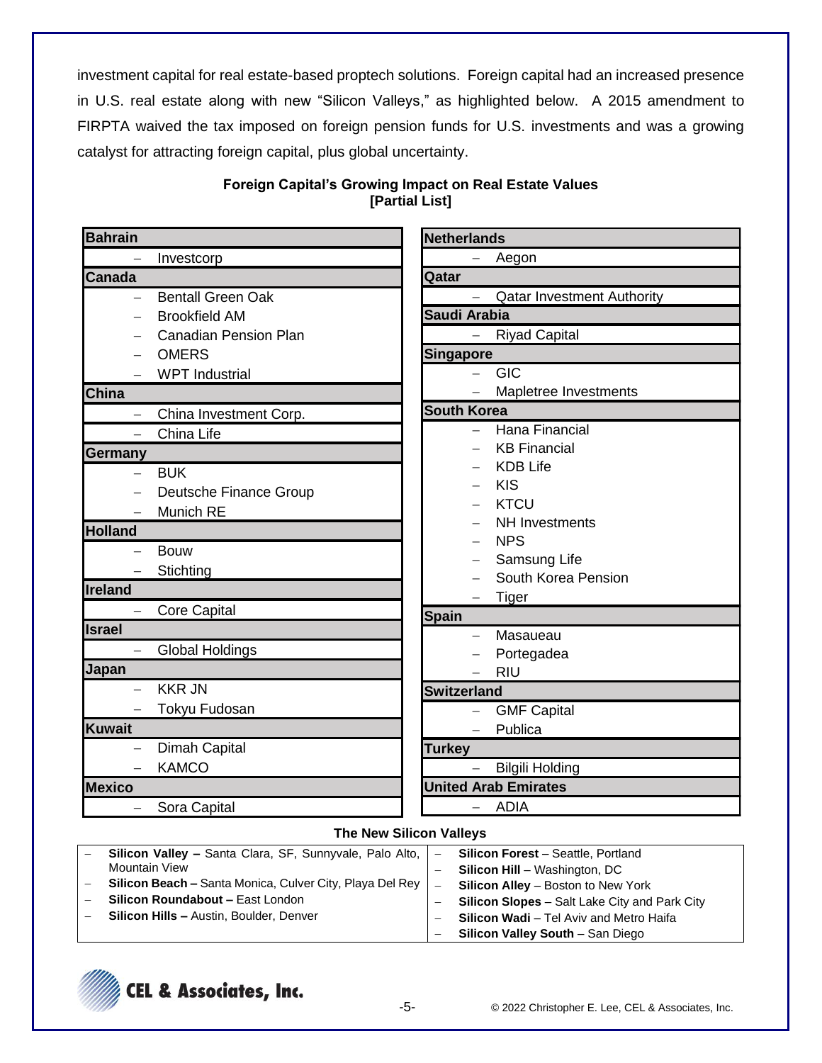investment capital for real estate-based proptech solutions. Foreign capital had an increased presence in U.S. real estate along with new "Silicon Valleys," as highlighted below. A 2015 amendment to FIRPTA waived the tax imposed on foreign pension funds for U.S. investments and was a growing catalyst for attracting foreign capital, plus global uncertainty.

**Foreign Capital's Growing Impact on Real Estate Values**
**[Partial List]**

**Bahrain**
- Investcorp

**Canada**
- Bentall Green Oak
- Brookfield AM
- Canadian Pension Plan
- OMERS
- WPT Industrial

**China**
- China Investment Corp.
- China Life

**Germany**
- BUK
- Deutsche Finance Group
- Munich RE

**Holland**
- Bouw
- Stichting

**Ireland**
- Core Capital

**Israel**
- Global Holdings

**Japan**
- KKR JN
- Tokyu Fudosan

**Kuwait**
- Dimah Capital
- KAMCO

**Mexico**
- Sora Capital

**Netherlands**
- Aegon

**Qatar**
- Qatar Investment Authority

**Saudi Arabia**
- Riyad Capital

**Singapore**
- GIC
- Mapletree Investments

**South Korea**
- Hana Financial
- KB Financial
- KDB Life
- KIS
- KTCU
- NH Investments
- NPS
- Samsung Life
- South Korea Pension
- Tiger

**Spain**
- Masaueau
- Portegadea
- RIU

**Switzerland**
- GMF Capital
- Publica

**Turkey**
- Bilgili Holding

**United Arab Emirates**
- ADIA

**The New Silicon Valleys**

- **Silicon Valley –** Santa Clara, SF, Sunnyvale, Palo Alto, Mountain View
- **Silicon Beach –** Santa Monica, Culver City, Playa Del Rey
- **Silicon Roundabout –** East London
- **Silicon Hills –** Austin, Boulder, Denver
- **Silicon Forest** – Seattle, Portland
- **Silicon Hill** – Washington, DC
- **Silicon Alley** – Boston to New York
- **Silicon Slopes** – Salt Lake City and Park City
- **Silicon Wadi** – Tel Aviv and Metro Haifa
- **Silicon Valley South** – San Diego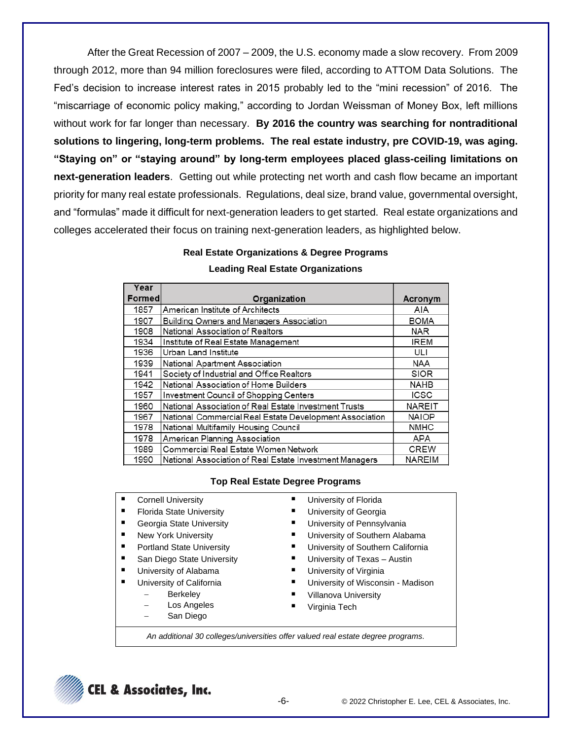After the Great Recession of 2007 – 2009, the U.S. economy made a slow recovery. From 2009 through 2012, more than 94 million foreclosures were filed, according to ATTOM Data Solutions. The Fed's decision to increase interest rates in 2015 probably led to the "mini recession" of 2016. The "miscarriage of economic policy making," according to Jordan Weissman of Money Box, left millions without work for far longer than necessary. **By 2016 the country was searching for nontraditional solutions to lingering, long-term problems. The real estate industry, pre COVID-19, was aging. "Staying on" or "staying around" by long-term employees placed glass-ceiling limitations on next-generation leaders**. Getting out while protecting net worth and cash flow became an important priority for many real estate professionals. Regulations, deal size, brand value, governmental oversight, and "formulas" made it difficult for next-generation leaders to get started. Real estate organizations and colleges accelerated their focus on training next-generation leaders, as highlighted below.

**Real Estate Organizations & Degree Programs**

**Leading Real Estate Organizations**

| Year Formed | Organization | Acronym |
|---|---|---|
| 1857 | American Institute of Architects | AIA |
| 1907 | Building Owners and Managers Association | BOMA |
| 1908 | National Association of Realtors | NAR |
| 1934 | Institute of Real Estate Management | IREM |
| 1936 | Urban Land Institute | ULI |
| 1939 | National Apartment Association | NAA |
| 1941 | Society of Industrial and Office Realtors | SIOR |
| 1942 | National Association of Home Builders | NAHB |
| 1957 | Investment Council of Shopping Centers | ICSC |
| 1960 | National Association of Real Estate Investment Trusts | NAREIT |
| 1967 | National Commercial Real Estate Development Association | NAIOP |
| 1978 | National Multifamily Housing Council | NMHC |
| 1978 | American Planning Association | APA |
| 1989 | Commercial Real Estate Women Network | CREW |
| 1990 | National Association of Real Estate Investment Managers | NAREIM |

**Top Real Estate Degree Programs**

- Cornell University
- Florida State University
- Georgia State University
- New York University
- Portland State University
- San Diego State University
- University of Alabama
- University of California
  - Berkeley
  - Los Angeles
  - San Diego
- University of Florida
- University of Georgia
- University of Pennsylvania
- University of Southern Alabama
- University of Southern California
- University of Texas – Austin
- University of Virginia
- University of Wisconsin - Madison
- Villanova University
- Virginia Tech

*An additional 30 colleges/universities offer valued real estate degree programs.*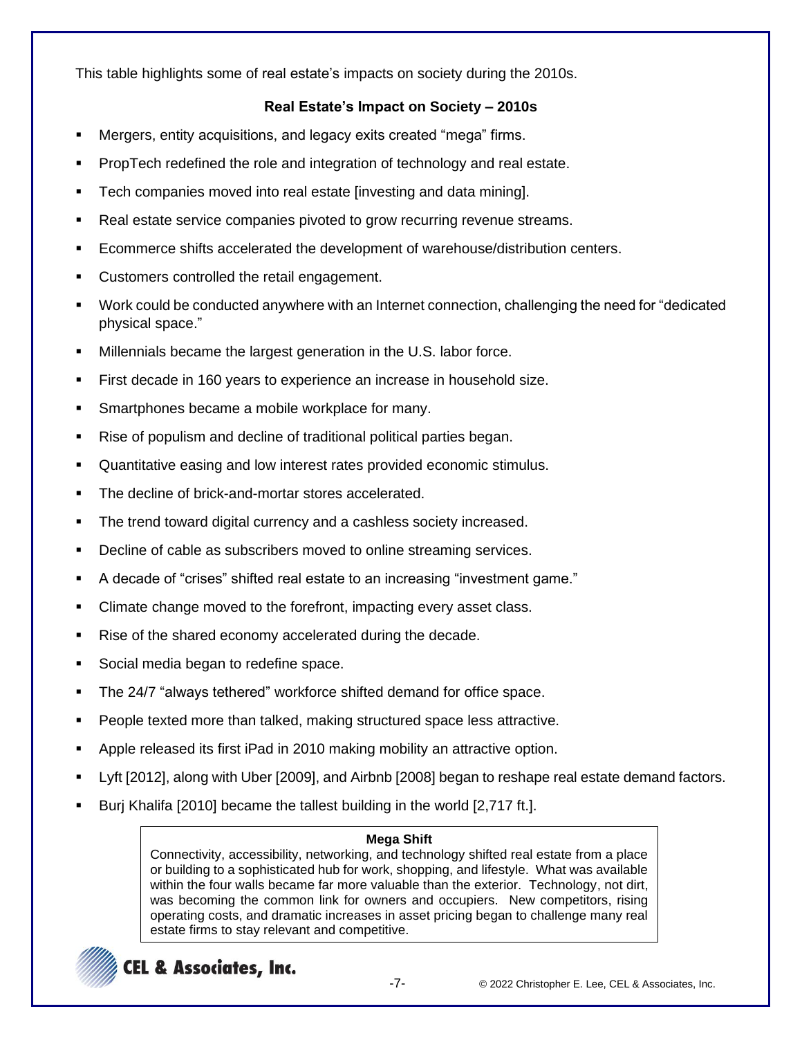This table highlights some of real estate's impacts on society during the 2010s.

**Real Estate's Impact on Society – 2010s**

- Mergers, entity acquisitions, and legacy exits created "mega" firms.
- PropTech redefined the role and integration of technology and real estate.
- Tech companies moved into real estate [investing and data mining].
- Real estate service companies pivoted to grow recurring revenue streams.
- Ecommerce shifts accelerated the development of warehouse/distribution centers.
- Customers controlled the retail engagement.
- Work could be conducted anywhere with an Internet connection, challenging the need for "dedicated physical space."
- Millennials became the largest generation in the U.S. labor force.
- First decade in 160 years to experience an increase in household size.
- Smartphones became a mobile workplace for many.
- Rise of populism and decline of traditional political parties began.
- Quantitative easing and low interest rates provided economic stimulus.
- The decline of brick-and-mortar stores accelerated.
- The trend toward digital currency and a cashless society increased.
- Decline of cable as subscribers moved to online streaming services.
- A decade of "crises" shifted real estate to an increasing "investment game."
- Climate change moved to the forefront, impacting every asset class.
- Rise of the shared economy accelerated during the decade.
- Social media began to redefine space.
- The 24/7 "always tethered" workforce shifted demand for office space.
- People texted more than talked, making structured space less attractive.
- Apple released its first iPad in 2010 making mobility an attractive option.
- Lyft [2012], along with Uber [2009], and Airbnb [2008] began to reshape real estate demand factors.
- Burj Khalifa [2010] became the tallest building in the world [2,717 ft.].

**Mega Shift**

Connectivity, accessibility, networking, and technology shifted real estate from a place or building to a sophisticated hub for work, shopping, and lifestyle. What was available within the four walls became far more valuable than the exterior. Technology, not dirt, was becoming the common link for owners and occupiers. New competitors, rising operating costs, and dramatic increases in asset pricing began to challenge many real estate firms to stay relevant and competitive.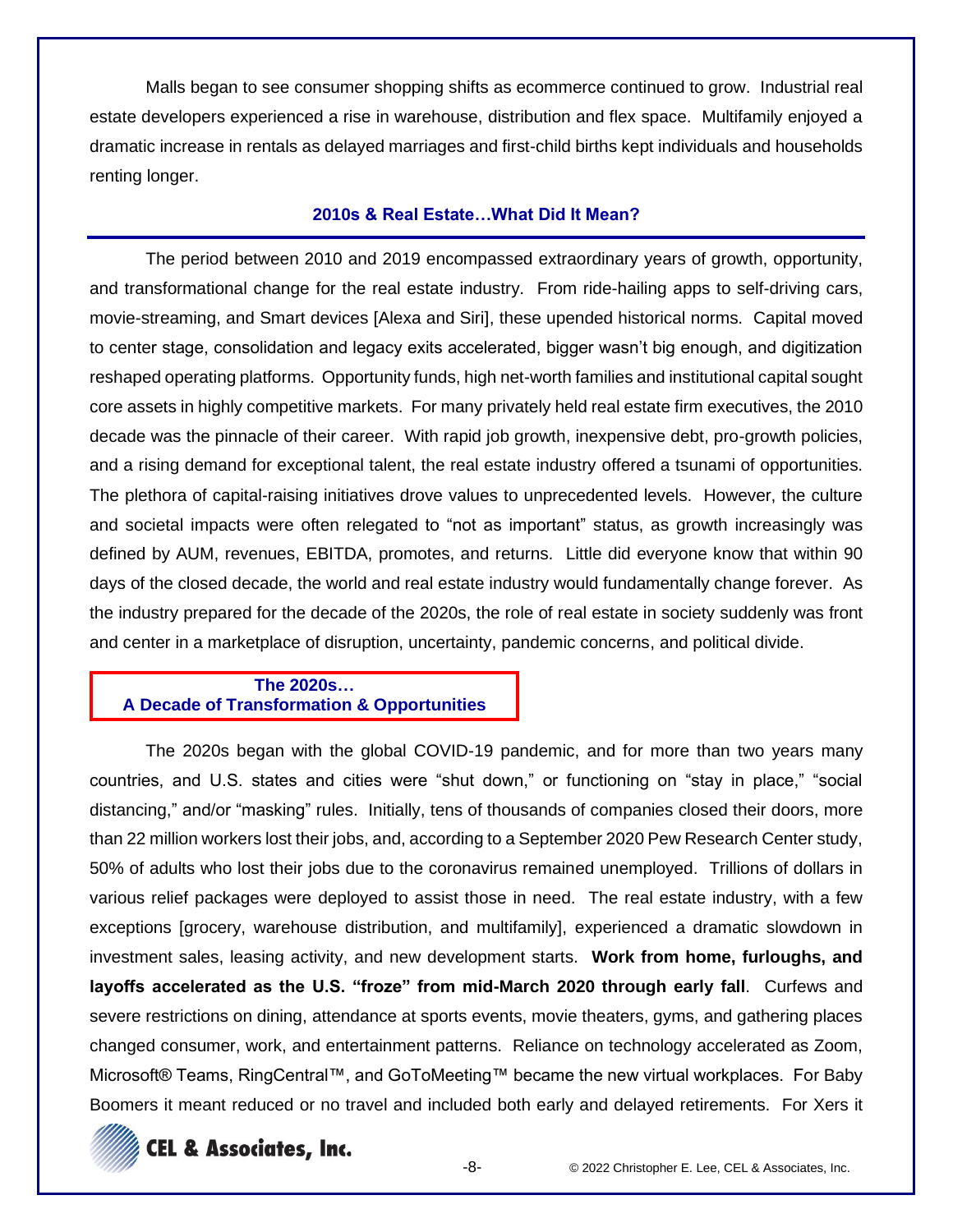Malls began to see consumer shopping shifts as ecommerce continued to grow. Industrial real estate developers experienced a rise in warehouse, distribution and flex space. Multifamily enjoyed a dramatic increase in rentals as delayed marriages and first-child births kept individuals and households renting longer.

## 2010s & Real Estate…What Did It Mean?

The period between 2010 and 2019 encompassed extraordinary years of growth, opportunity, and transformational change for the real estate industry. From ride-hailing apps to self-driving cars, movie-streaming, and Smart devices [Alexa and Siri], these upended historical norms. Capital moved to center stage, consolidation and legacy exits accelerated, bigger wasn't big enough, and digitization reshaped operating platforms. Opportunity funds, high net-worth families and institutional capital sought core assets in highly competitive markets. For many privately held real estate firm executives, the 2010 decade was the pinnacle of their career. With rapid job growth, inexpensive debt, pro-growth policies, and a rising demand for exceptional talent, the real estate industry offered a tsunami of opportunities. The plethora of capital-raising initiatives drove values to unprecedented levels. However, the culture and societal impacts were often relegated to "not as important" status, as growth increasingly was defined by AUM, revenues, EBITDA, promotes, and returns. Little did everyone know that within 90 days of the closed decade, the world and real estate industry would fundamentally change forever. As the industry prepared for the decade of the 2020s, the role of real estate in society suddenly was front and center in a marketplace of disruption, uncertainty, pandemic concerns, and political divide.

## The 2020s… A Decade of Transformation & Opportunities

The 2020s began with the global COVID-19 pandemic, and for more than two years many countries, and U.S. states and cities were "shut down," or functioning on "stay in place," "social distancing," and/or "masking" rules. Initially, tens of thousands of companies closed their doors, more than 22 million workers lost their jobs, and, according to a September 2020 Pew Research Center study, 50% of adults who lost their jobs due to the coronavirus remained unemployed. Trillions of dollars in various relief packages were deployed to assist those in need. The real estate industry, with a few exceptions [grocery, warehouse distribution, and multifamily], experienced a dramatic slowdown in investment sales, leasing activity, and new development starts. **Work from home, furloughs, and layoffs accelerated as the U.S. "froze" from mid-March 2020 through early fall**. Curfews and severe restrictions on dining, attendance at sports events, movie theaters, gyms, and gathering places changed consumer, work, and entertainment patterns. Reliance on technology accelerated as Zoom, Microsoft® Teams, RingCentral™, and GoToMeeting™ became the new virtual workplaces. For Baby Boomers it meant reduced or no travel and included both early and delayed retirements. For Xers it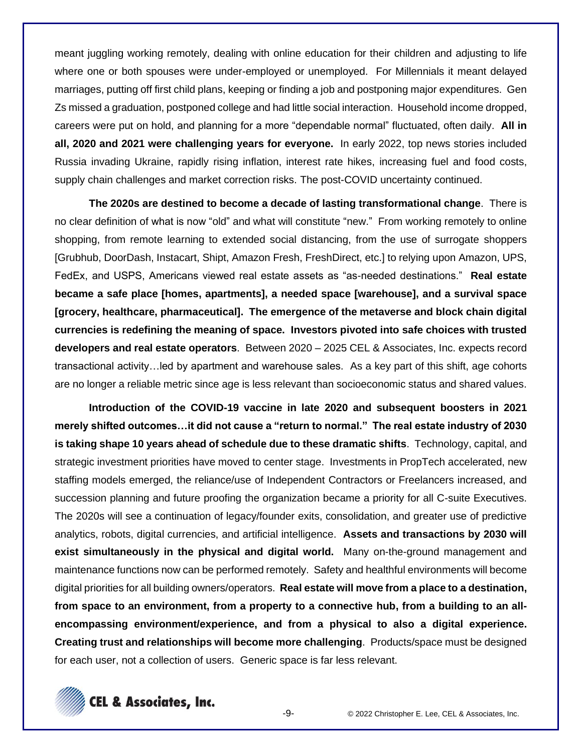meant juggling working remotely, dealing with online education for their children and adjusting to life where one or both spouses were under-employed or unemployed. For Millennials it meant delayed marriages, putting off first child plans, keeping or finding a job and postponing major expenditures. Gen Zs missed a graduation, postponed college and had little social interaction. Household income dropped, careers were put on hold, and planning for a more "dependable normal" fluctuated, often daily. **All in all, 2020 and 2021 were challenging years for everyone.** In early 2022, top news stories included Russia invading Ukraine, rapidly rising inflation, interest rate hikes, increasing fuel and food costs, supply chain challenges and market correction risks. The post-COVID uncertainty continued.

**The 2020s are destined to become a decade of lasting transformational change**. There is no clear definition of what is now "old" and what will constitute "new." From working remotely to online shopping, from remote learning to extended social distancing, from the use of surrogate shoppers [Grubhub, DoorDash, Instacart, Shipt, Amazon Fresh, FreshDirect, etc.] to relying upon Amazon, UPS, FedEx, and USPS, Americans viewed real estate assets as "as-needed destinations." **Real estate became a safe place [homes, apartments], a needed space [warehouse], and a survival space [grocery, healthcare, pharmaceutical]. The emergence of the metaverse and block chain digital currencies is redefining the meaning of space. Investors pivoted into safe choices with trusted developers and real estate operators**. Between 2020 – 2025 CEL & Associates, Inc. expects record transactional activity…led by apartment and warehouse sales. As a key part of this shift, age cohorts are no longer a reliable metric since age is less relevant than socioeconomic status and shared values.

**Introduction of the COVID-19 vaccine in late 2020 and subsequent boosters in 2021 merely shifted outcomes…it did not cause a "return to normal." The real estate industry of 2030 is taking shape 10 years ahead of schedule due to these dramatic shifts**. Technology, capital, and strategic investment priorities have moved to center stage. Investments in PropTech accelerated, new staffing models emerged, the reliance/use of Independent Contractors or Freelancers increased, and succession planning and future proofing the organization became a priority for all C-suite Executives. The 2020s will see a continuation of legacy/founder exits, consolidation, and greater use of predictive analytics, robots, digital currencies, and artificial intelligence. **Assets and transactions by 2030 will exist simultaneously in the physical and digital world.** Many on-the-ground management and maintenance functions now can be performed remotely. Safety and healthful environments will become digital priorities for all building owners/operators. **Real estate will move from a place to a destination, from space to an environment, from a property to a connective hub, from a building to an all-encompassing environment/experience, and from a physical to also a digital experience. Creating trust and relationships will become more challenging**. Products/space must be designed for each user, not a collection of users. Generic space is far less relevant.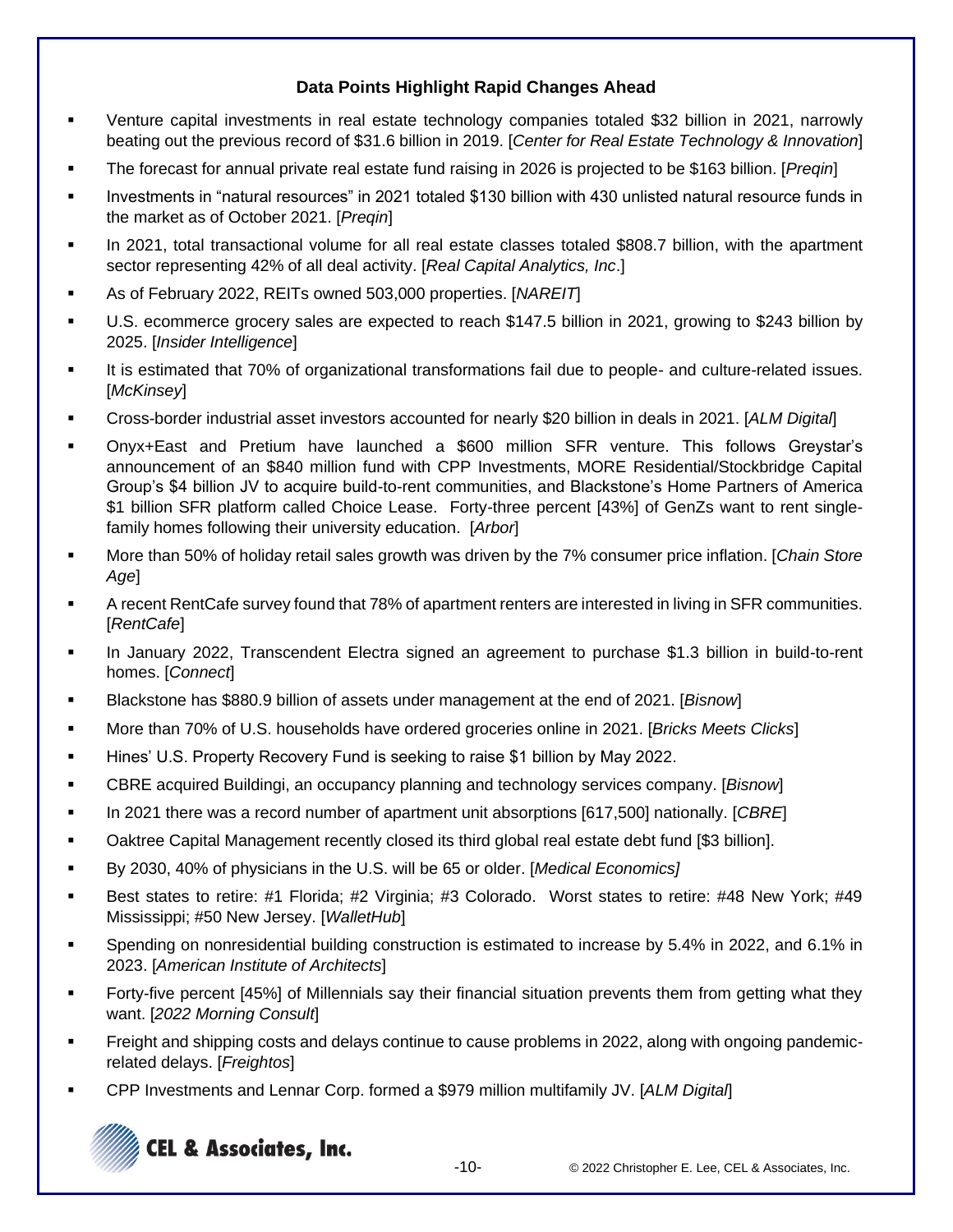### Data Points Highlight Rapid Changes Ahead

- Venture capital investments in real estate technology companies totaled $32 billion in 2021, narrowly beating out the previous record of $31.6 billion in 2019. [*Center for Real Estate Technology & Innovation*]
- The forecast for annual private real estate fund raising in 2026 is projected to be $163 billion. [*Preqin*]
- Investments in "natural resources" in 2021 totaled $130 billion with 430 unlisted natural resource funds in the market as of October 2021. [*Preqin*]
- In 2021, total transactional volume for all real estate classes totaled $808.7 billion, with the apartment sector representing 42% of all deal activity. [*Real Capital Analytics, Inc*.]
- As of February 2022, REITs owned 503,000 properties. [*NAREIT*]
- U.S. ecommerce grocery sales are expected to reach $147.5 billion in 2021, growing to $243 billion by 2025. [*Insider Intelligence*]
- It is estimated that 70% of organizational transformations fail due to people- and culture-related issues. [*McKinsey*]
- Cross-border industrial asset investors accounted for nearly $20 billion in deals in 2021. [*ALM Digital*]
- Onyx+East and Pretium have launched a $600 million SFR venture. This follows Greystar's announcement of an $840 million fund with CPP Investments, MORE Residential/Stockbridge Capital Group's $4 billion JV to acquire build-to-rent communities, and Blackstone's Home Partners of America $1 billion SFR platform called Choice Lease. Forty-three percent [43%] of GenZs want to rent single-family homes following their university education. [*Arbor*]
- More than 50% of holiday retail sales growth was driven by the 7% consumer price inflation. [*Chain Store Age*]
- A recent RentCafe survey found that 78% of apartment renters are interested in living in SFR communities. [*RentCafe*]
- In January 2022, Transcendent Electra signed an agreement to purchase $1.3 billion in build-to-rent homes. [*Connect*]
- Blackstone has $880.9 billion of assets under management at the end of 2021. [*Bisnow*]
- More than 70% of U.S. households have ordered groceries online in 2021. [*Bricks Meets Clicks*]
- Hines' U.S. Property Recovery Fund is seeking to raise $1 billion by May 2022.
- CBRE acquired Buildingi, an occupancy planning and technology services company. [*Bisnow*]
- In 2021 there was a record number of apartment unit absorptions [617,500] nationally. [*CBRE*]
- Oaktree Capital Management recently closed its third global real estate debt fund [$3 billion].
- By 2030, 40% of physicians in the U.S. will be 65 or older. [*Medical Economics]*
- Best states to retire: #1 Florida; #2 Virginia; #3 Colorado. Worst states to retire: #48 New York; #49 Mississippi; #50 New Jersey. [*WalletHub*]
- Spending on nonresidential building construction is estimated to increase by 5.4% in 2022, and 6.1% in 2023. [*American Institute of Architects*]
- Forty-five percent [45%] of Millennials say their financial situation prevents them from getting what they want. [*2022 Morning Consult*]
- Freight and shipping costs and delays continue to cause problems in 2022, along with ongoing pandemic-related delays. [*Freightos*]
- CPP Investments and Lennar Corp. formed a $979 million multifamily JV. [*ALM Digital*]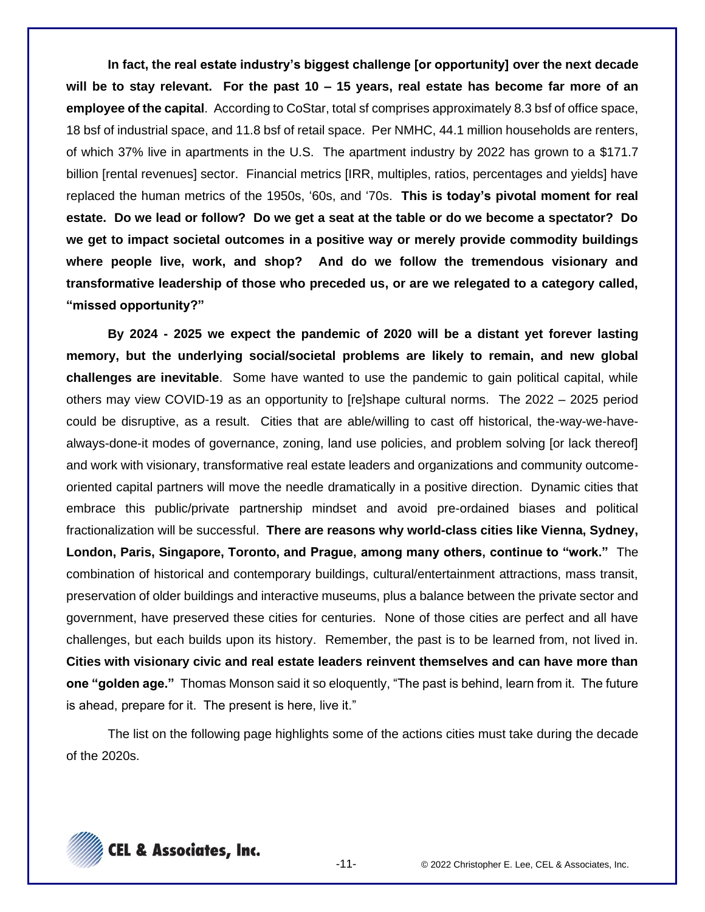**In fact, the real estate industry's biggest challenge [or opportunity] over the next decade will be to stay relevant. For the past 10 – 15 years, real estate has become far more of an employee of the capital**. According to CoStar, total sf comprises approximately 8.3 bsf of office space, 18 bsf of industrial space, and 11.8 bsf of retail space. Per NMHC, 44.1 million households are renters, of which 37% live in apartments in the U.S. The apartment industry by 2022 has grown to a $171.7 billion [rental revenues] sector. Financial metrics [IRR, multiples, ratios, percentages and yields] have replaced the human metrics of the 1950s, '60s, and '70s. **This is today's pivotal moment for real estate. Do we lead or follow? Do we get a seat at the table or do we become a spectator? Do we get to impact societal outcomes in a positive way or merely provide commodity buildings where people live, work, and shop? And do we follow the tremendous visionary and transformative leadership of those who preceded us, or are we relegated to a category called, "missed opportunity?"**

**By 2024 - 2025 we expect the pandemic of 2020 will be a distant yet forever lasting memory, but the underlying social/societal problems are likely to remain, and new global challenges are inevitable**. Some have wanted to use the pandemic to gain political capital, while others may view COVID-19 as an opportunity to [re]shape cultural norms. The 2022 – 2025 period could be disruptive, as a result. Cities that are able/willing to cast off historical, the-way-we-have-always-done-it modes of governance, zoning, land use policies, and problem solving [or lack thereof] and work with visionary, transformative real estate leaders and organizations and community outcome-oriented capital partners will move the needle dramatically in a positive direction. Dynamic cities that embrace this public/private partnership mindset and avoid pre-ordained biases and political fractionalization will be successful. **There are reasons why world-class cities like Vienna, Sydney, London, Paris, Singapore, Toronto, and Prague, among many others, continue to "work."** The combination of historical and contemporary buildings, cultural/entertainment attractions, mass transit, preservation of older buildings and interactive museums, plus a balance between the private sector and government, have preserved these cities for centuries. None of those cities are perfect and all have challenges, but each builds upon its history. Remember, the past is to be learned from, not lived in. **Cities with visionary civic and real estate leaders reinvent themselves and can have more than one "golden age."** Thomas Monson said it so eloquently, "The past is behind, learn from it. The future is ahead, prepare for it. The present is here, live it."

The list on the following page highlights some of the actions cities must take during the decade of the 2020s.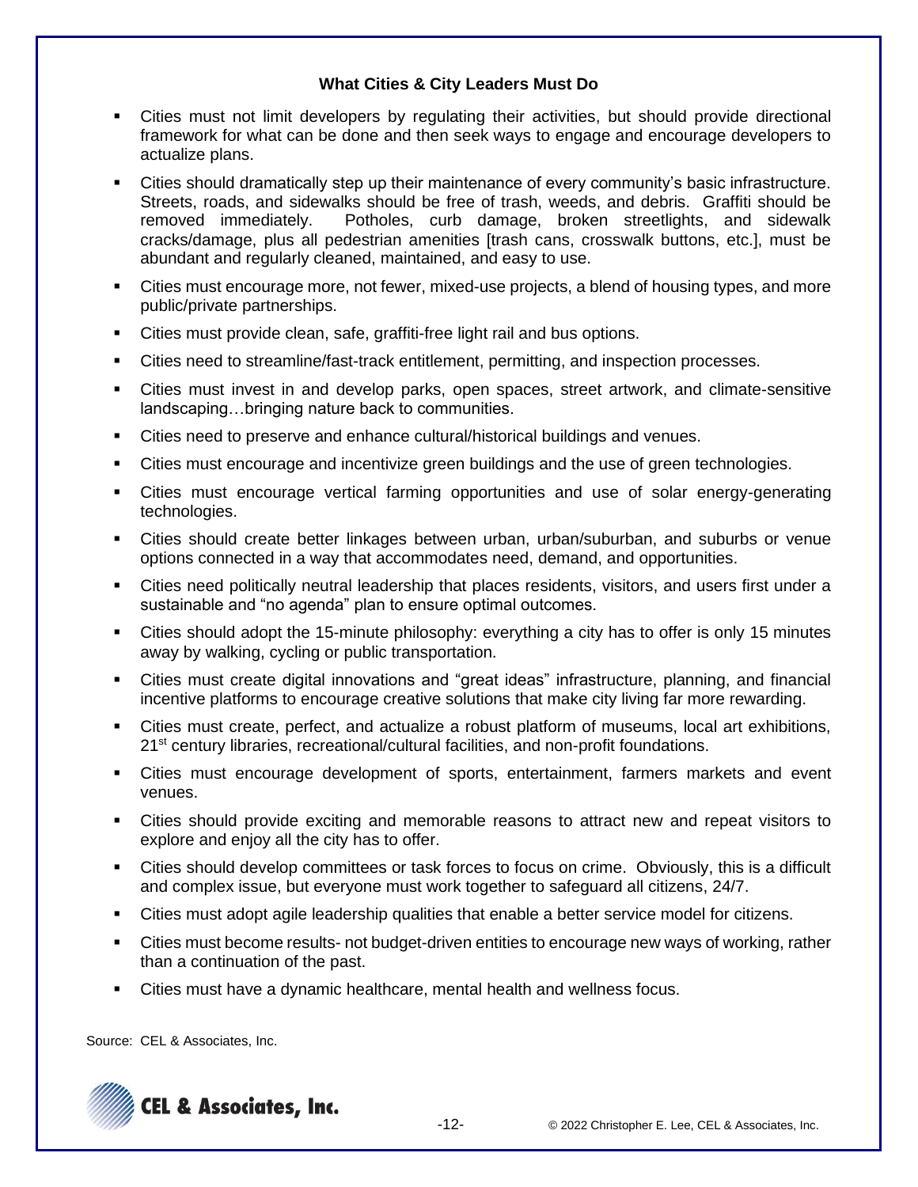### What Cities & City Leaders Must Do

- Cities must not limit developers by regulating their activities, but should provide directional framework for what can be done and then seek ways to engage and encourage developers to actualize plans.
- Cities should dramatically step up their maintenance of every community's basic infrastructure. Streets, roads, and sidewalks should be free of trash, weeds, and debris. Graffiti should be removed immediately. Potholes, curb damage, broken streetlights, and sidewalk cracks/damage, plus all pedestrian amenities [trash cans, crosswalk buttons, etc.], must be abundant and regularly cleaned, maintained, and easy to use.
- Cities must encourage more, not fewer, mixed-use projects, a blend of housing types, and more public/private partnerships.
- Cities must provide clean, safe, graffiti-free light rail and bus options.
- Cities need to streamline/fast-track entitlement, permitting, and inspection processes.
- Cities must invest in and develop parks, open spaces, street artwork, and climate-sensitive landscaping…bringing nature back to communities.
- Cities need to preserve and enhance cultural/historical buildings and venues.
- Cities must encourage and incentivize green buildings and the use of green technologies.
- Cities must encourage vertical farming opportunities and use of solar energy-generating technologies.
- Cities should create better linkages between urban, urban/suburban, and suburbs or venue options connected in a way that accommodates need, demand, and opportunities.
- Cities need politically neutral leadership that places residents, visitors, and users first under a sustainable and "no agenda" plan to ensure optimal outcomes.
- Cities should adopt the 15-minute philosophy: everything a city has to offer is only 15 minutes away by walking, cycling or public transportation.
- Cities must create digital innovations and "great ideas" infrastructure, planning, and financial incentive platforms to encourage creative solutions that make city living far more rewarding.
- Cities must create, perfect, and actualize a robust platform of museums, local art exhibitions, 21st century libraries, recreational/cultural facilities, and non-profit foundations.
- Cities must encourage development of sports, entertainment, farmers markets and event venues.
- Cities should provide exciting and memorable reasons to attract new and repeat visitors to explore and enjoy all the city has to offer.
- Cities should develop committees or task forces to focus on crime. Obviously, this is a difficult and complex issue, but everyone must work together to safeguard all citizens, 24/7.
- Cities must adopt agile leadership qualities that enable a better service model for citizens.
- Cities must become results- not budget-driven entities to encourage new ways of working, rather than a continuation of the past.
- Cities must have a dynamic healthcare, mental health and wellness focus.

Source: CEL & Associates, Inc.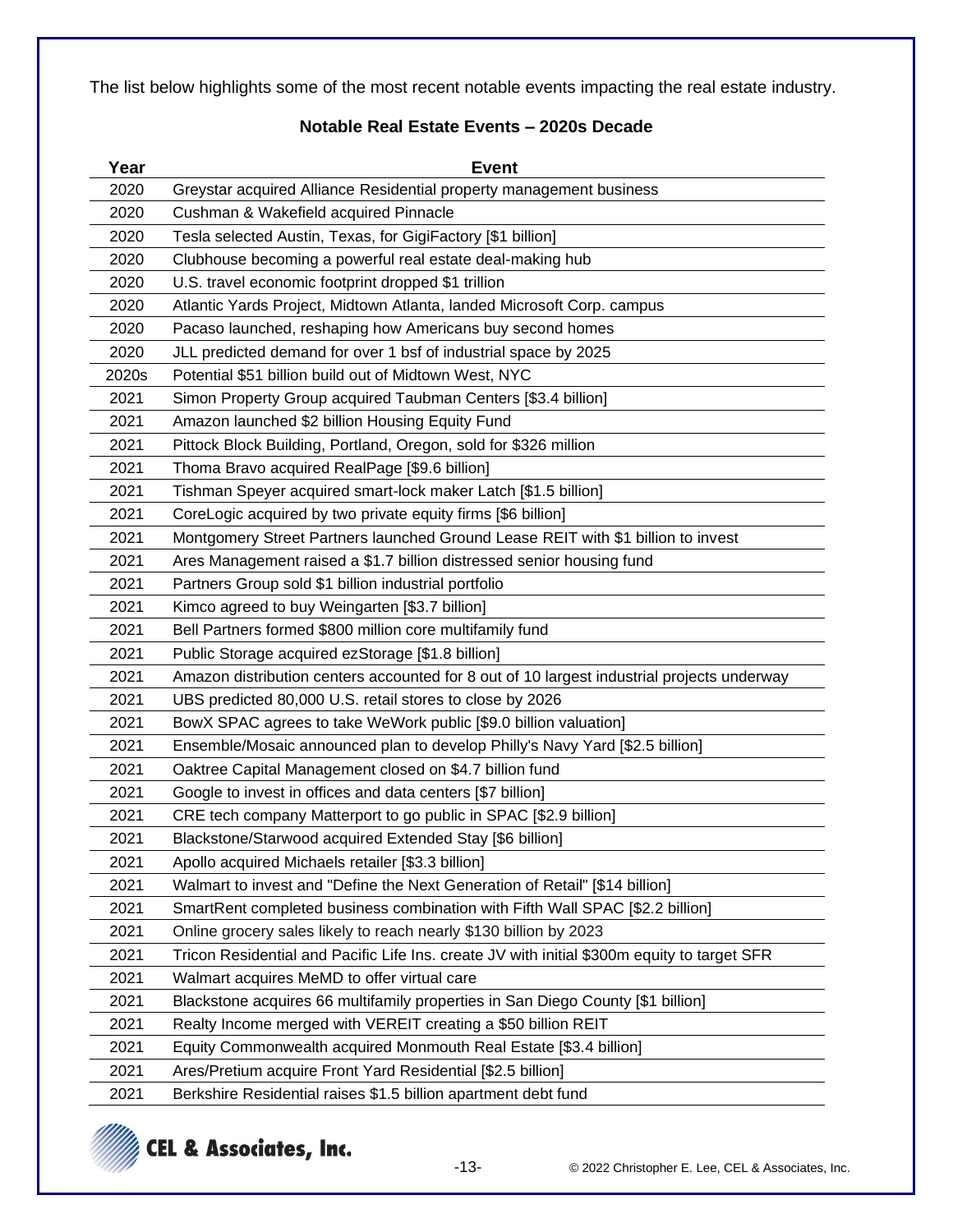The list below highlights some of the most recent notable events impacting the real estate industry.

**Notable Real Estate Events – 2020s Decade**

| Year | Event |
|---|---|
| 2020 | Greystar acquired Alliance Residential property management business |
| 2020 | Cushman & Wakefield acquired Pinnacle |
| 2020 | Tesla selected Austin, Texas, for GigiFactory [$1 billion] |
| 2020 | Clubhouse becoming a powerful real estate deal-making hub |
| 2020 | U.S. travel economic footprint dropped $1 trillion |
| 2020 | Atlantic Yards Project, Midtown Atlanta, landed Microsoft Corp. campus |
| 2020 | Pacaso launched, reshaping how Americans buy second homes |
| 2020 | JLL predicted demand for over 1 bsf of industrial space by 2025 |
| 2020s | Potential $51 billion build out of Midtown West, NYC |
| 2021 | Simon Property Group acquired Taubman Centers [$3.4 billion] |
| 2021 | Amazon launched $2 billion Housing Equity Fund |
| 2021 | Pittock Block Building, Portland, Oregon, sold for $326 million |
| 2021 | Thoma Bravo acquired RealPage [$9.6 billion] |
| 2021 | Tishman Speyer acquired smart-lock maker Latch [$1.5 billion] |
| 2021 | CoreLogic acquired by two private equity firms [$6 billion] |
| 2021 | Montgomery Street Partners launched Ground Lease REIT with $1 billion to invest |
| 2021 | Ares Management raised a $1.7 billion distressed senior housing fund |
| 2021 | Partners Group sold $1 billion industrial portfolio |
| 2021 | Kimco agreed to buy Weingarten [$3.7 billion] |
| 2021 | Bell Partners formed $800 million core multifamily fund |
| 2021 | Public Storage acquired ezStorage [$1.8 billion] |
| 2021 | Amazon distribution centers accounted for 8 out of 10 largest industrial projects underway |
| 2021 | UBS predicted 80,000 U.S. retail stores to close by 2026 |
| 2021 | BowX SPAC agrees to take WeWork public [$9.0 billion valuation] |
| 2021 | Ensemble/Mosaic announced plan to develop Philly's Navy Yard [$2.5 billion] |
| 2021 | Oaktree Capital Management closed on $4.7 billion fund |
| 2021 | Google to invest in offices and data centers [$7 billion] |
| 2021 | CRE tech company Matterport to go public in SPAC [$2.9 billion] |
| 2021 | Blackstone/Starwood acquired Extended Stay [$6 billion] |
| 2021 | Apollo acquired Michaels retailer [$3.3 billion] |
| 2021 | Walmart to invest and "Define the Next Generation of Retail" [$14 billion] |
| 2021 | SmartRent completed business combination with Fifth Wall SPAC [$2.2 billion] |
| 2021 | Online grocery sales likely to reach nearly $130 billion by 2023 |
| 2021 | Tricon Residential and Pacific Life Ins. create JV with initial $300m equity to target SFR |
| 2021 | Walmart acquires MeMD to offer virtual care |
| 2021 | Blackstone acquires 66 multifamily properties in San Diego County [$1 billion] |
| 2021 | Realty Income merged with VEREIT creating a $50 billion REIT |
| 2021 | Equity Commonwealth acquired Monmouth Real Estate [$3.4 billion] |
| 2021 | Ares/Pretium acquire Front Yard Residential [$2.5 billion] |
| 2021 | Berkshire Residential raises $1.5 billion apartment debt fund |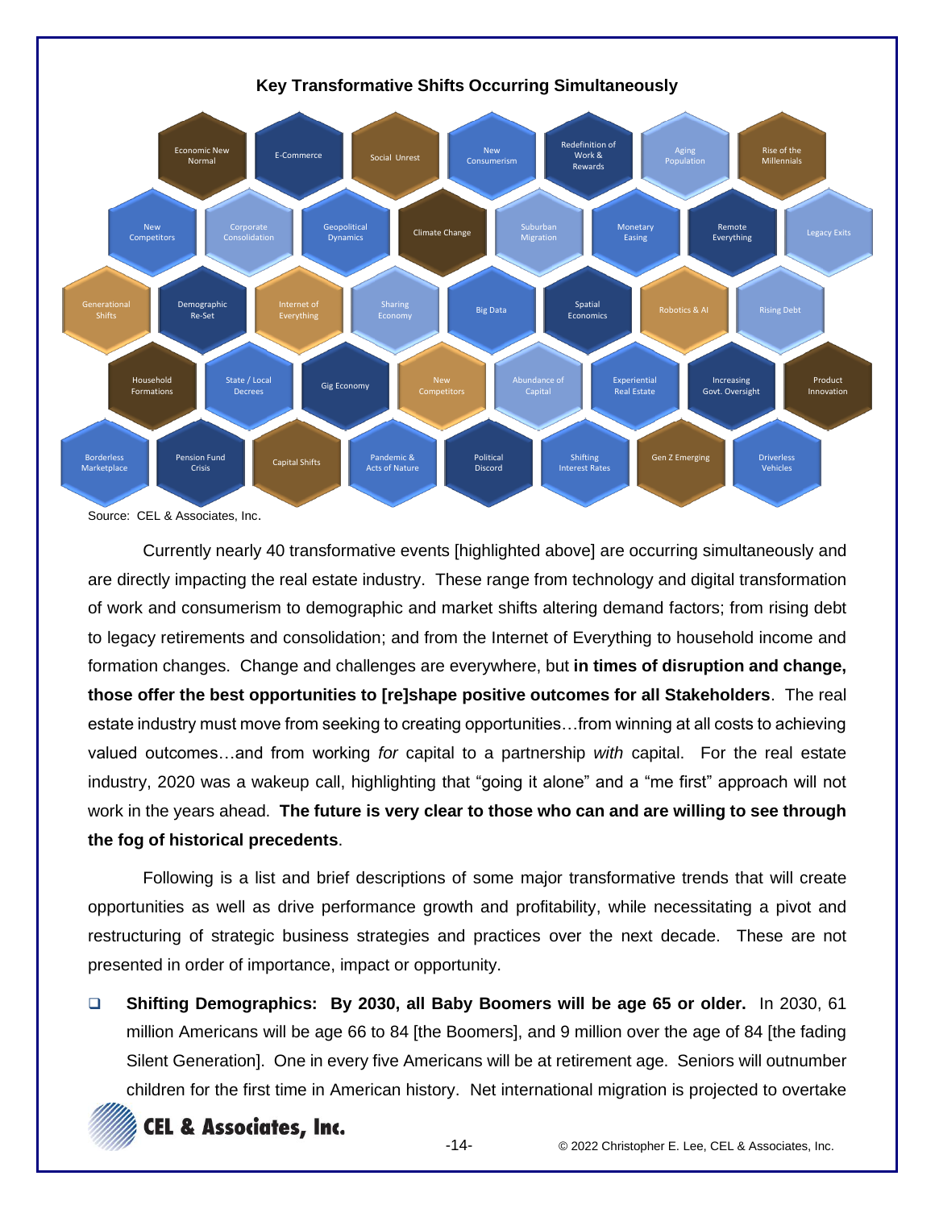**Key Transformative Shifts Occurring Simultaneously**

Economic New Normal | E-Commerce | Social Unrest | New Consumerism | Redefinition of Work & Rewards | Aging Population | Rise of the Millennials

New Competitors | Corporate Consolidation | Geopolitical Dynamics | Climate Change | Suburban Migration | Monetary Easing | Remote Everything | Legacy Exits

Generational Shifts | Demographic Re-Set | Internet of Everything | Sharing Economy | Big Data | Spatial Economics | Robotics & AI | Rising Debt

Household Formations | State / Local Decrees | Gig Economy | New Competitors | Abundance of Capital | Experiential Real Estate | Increasing Govt. Oversight | Product Innovation

Borderless Marketplace | Pension Fund Crisis | Capital Shifts | Pandemic & Acts of Nature | Political Discord | Shifting Interest Rates | Gen Z Emerging | Driverless Vehicles

Source: CEL & Associates, Inc.

Currently nearly 40 transformative events [highlighted above] are occurring simultaneously and are directly impacting the real estate industry. These range from technology and digital transformation of work and consumerism to demographic and market shifts altering demand factors; from rising debt to legacy retirements and consolidation; and from the Internet of Everything to household income and formation changes. Change and challenges are everywhere, but **in times of disruption and change, those offer the best opportunities to [re]shape positive outcomes for all Stakeholders**. The real estate industry must move from seeking to creating opportunities…from winning at all costs to achieving valued outcomes…and from working *for* capital to a partnership *with* capital. For the real estate industry, 2020 was a wakeup call, highlighting that "going it alone" and a "me first" approach will not work in the years ahead. **The future is very clear to those who can and are willing to see through the fog of historical precedents**.

Following is a list and brief descriptions of some major transformative trends that will create opportunities as well as drive performance growth and profitability, while necessitating a pivot and restructuring of strategic business strategies and practices over the next decade. These are not presented in order of importance, impact or opportunity.

- **Shifting Demographics: By 2030, all Baby Boomers will be age 65 or older.** In 2030, 61 million Americans will be age 66 to 84 [the Boomers], and 9 million over the age of 84 [the fading Silent Generation]. One in every five Americans will be at retirement age. Seniors will outnumber children for the first time in American history. Net international migration is projected to overtake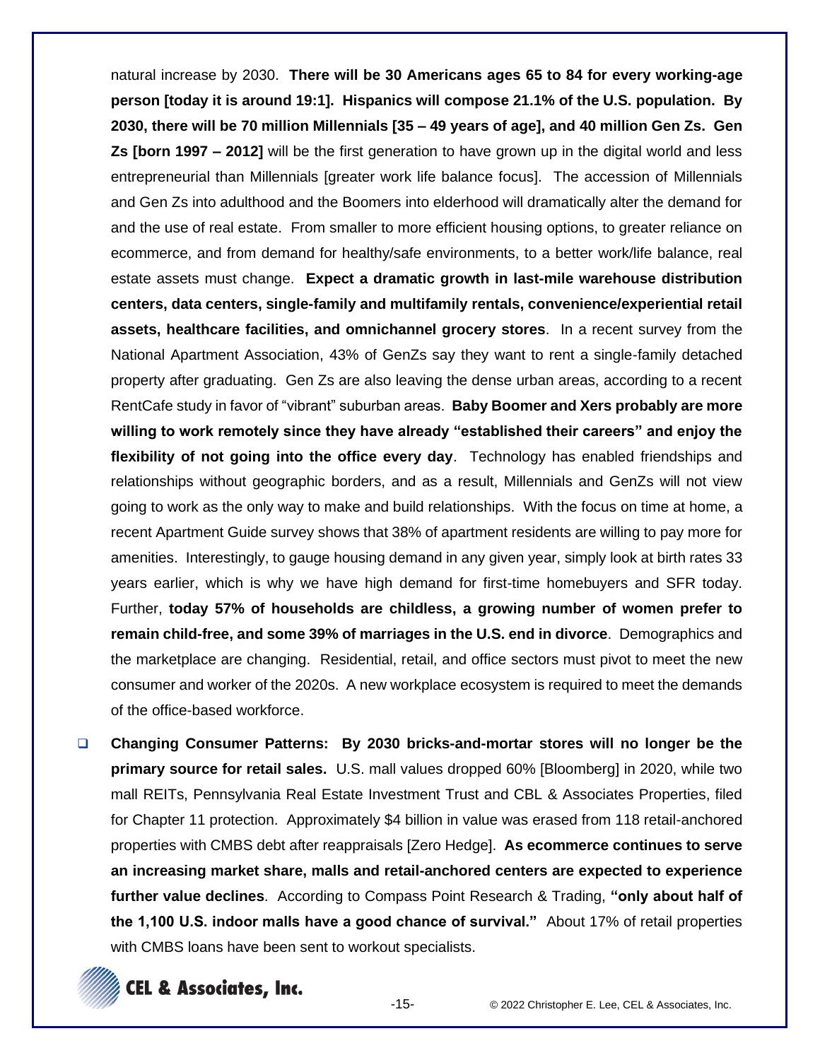natural increase by 2030. **There will be 30 Americans ages 65 to 84 for every working-age person [today it is around 19:1]. Hispanics will compose 21.1% of the U.S. population. By 2030, there will be 70 million Millennials [35 – 49 years of age], and 40 million Gen Zs. Gen Zs [born 1997 – 2012]** will be the first generation to have grown up in the digital world and less entrepreneurial than Millennials [greater work life balance focus]. The accession of Millennials and Gen Zs into adulthood and the Boomers into elderhood will dramatically alter the demand for and the use of real estate. From smaller to more efficient housing options, to greater reliance on ecommerce, and from demand for healthy/safe environments, to a better work/life balance, real estate assets must change. **Expect a dramatic growth in last-mile warehouse distribution centers, data centers, single-family and multifamily rentals, convenience/experiential retail assets, healthcare facilities, and omnichannel grocery stores**. In a recent survey from the National Apartment Association, 43% of GenZs say they want to rent a single-family detached property after graduating. Gen Zs are also leaving the dense urban areas, according to a recent RentCafe study in favor of "vibrant" suburban areas. **Baby Boomer and Xers probably are more willing to work remotely since they have already "established their careers" and enjoy the flexibility of not going into the office every day**. Technology has enabled friendships and relationships without geographic borders, and as a result, Millennials and GenZs will not view going to work as the only way to make and build relationships. With the focus on time at home, a recent Apartment Guide survey shows that 38% of apartment residents are willing to pay more for amenities. Interestingly, to gauge housing demand in any given year, simply look at birth rates 33 years earlier, which is why we have high demand for first-time homebuyers and SFR today. Further, **today 57% of households are childless, a growing number of women prefer to remain child-free, and some 39% of marriages in the U.S. end in divorce**. Demographics and the marketplace are changing. Residential, retail, and office sectors must pivot to meet the new consumer and worker of the 2020s. A new workplace ecosystem is required to meet the demands of the office-based workforce.

- **Changing Consumer Patterns: By 2030 bricks-and-mortar stores will no longer be the primary source for retail sales.** U.S. mall values dropped 60% [Bloomberg] in 2020, while two mall REITs, Pennsylvania Real Estate Investment Trust and CBL & Associates Properties, filed for Chapter 11 protection. Approximately $4 billion in value was erased from 118 retail-anchored properties with CMBS debt after reappraisals [Zero Hedge]. **As ecommerce continues to serve an increasing market share, malls and retail-anchored centers are expected to experience further value declines**. According to Compass Point Research & Trading, **"only about half of the 1,100 U.S. indoor malls have a good chance of survival."** About 17% of retail properties with CMBS loans have been sent to workout specialists.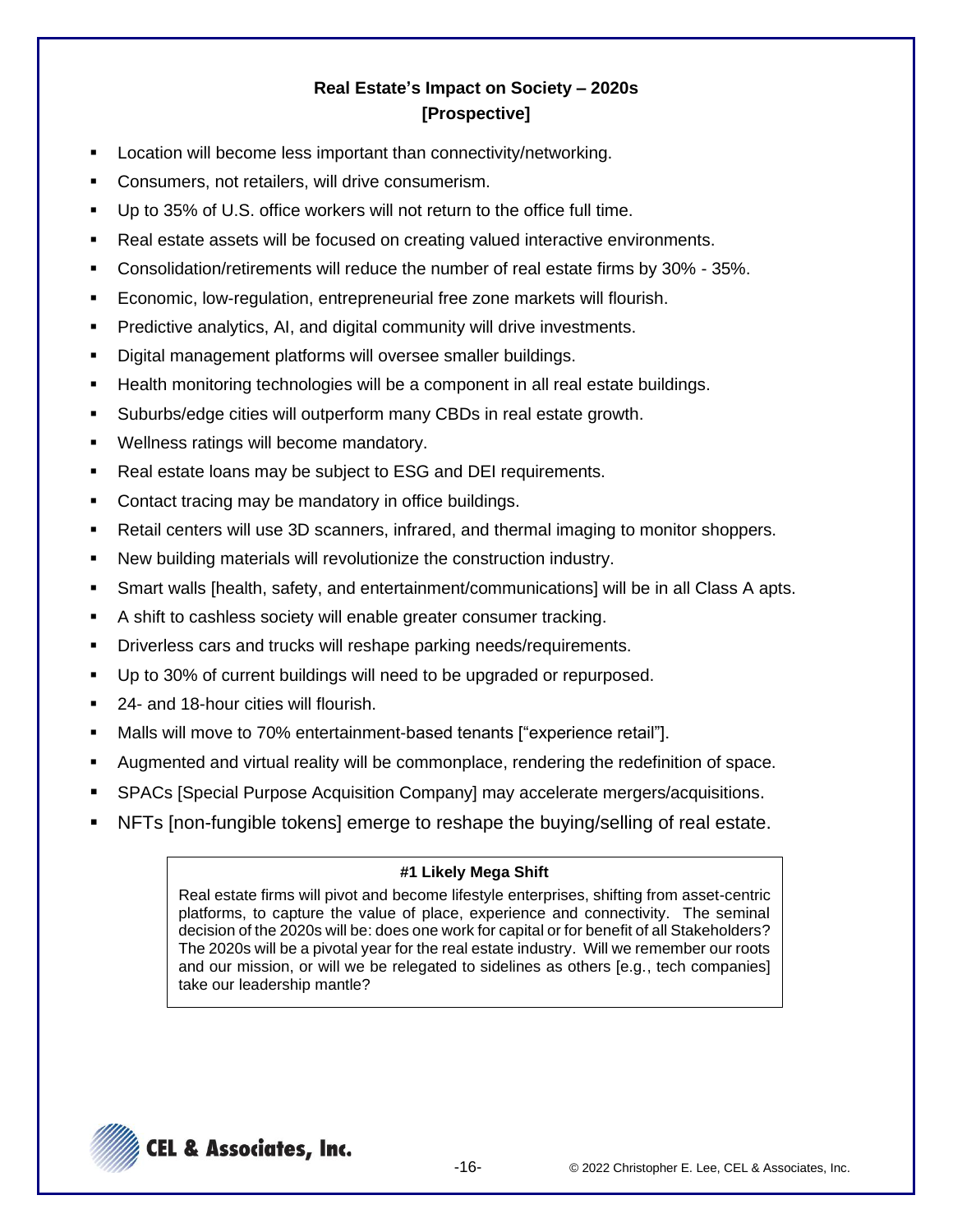## Real Estate's Impact on Society – 2020s [Prospective]

- Location will become less important than connectivity/networking.
- Consumers, not retailers, will drive consumerism.
- Up to 35% of U.S. office workers will not return to the office full time.
- Real estate assets will be focused on creating valued interactive environments.
- Consolidation/retirements will reduce the number of real estate firms by 30% - 35%.
- Economic, low-regulation, entrepreneurial free zone markets will flourish.
- Predictive analytics, AI, and digital community will drive investments.
- Digital management platforms will oversee smaller buildings.
- Health monitoring technologies will be a component in all real estate buildings.
- Suburbs/edge cities will outperform many CBDs in real estate growth.
- Wellness ratings will become mandatory.
- Real estate loans may be subject to ESG and DEI requirements.
- Contact tracing may be mandatory in office buildings.
- Retail centers will use 3D scanners, infrared, and thermal imaging to monitor shoppers.
- New building materials will revolutionize the construction industry.
- Smart walls [health, safety, and entertainment/communications] will be in all Class A apts.
- A shift to cashless society will enable greater consumer tracking.
- Driverless cars and trucks will reshape parking needs/requirements.
- Up to 30% of current buildings will need to be upgraded or repurposed.
- 24- and 18-hour cities will flourish.
- Malls will move to 70% entertainment-based tenants ["experience retail"].
- Augmented and virtual reality will be commonplace, rendering the redefinition of space.
- SPACs [Special Purpose Acquisition Company] may accelerate mergers/acquisitions.
- NFTs [non-fungible tokens] emerge to reshape the buying/selling of real estate.

**#1 Likely Mega Shift**

Real estate firms will pivot and become lifestyle enterprises, shifting from asset-centric platforms, to capture the value of place, experience and connectivity. The seminal decision of the 2020s will be: does one work for capital or for benefit of all Stakeholders? The 2020s will be a pivotal year for the real estate industry. Will we remember our roots and our mission, or will we be relegated to sidelines as others [e.g., tech companies] take our leadership mantle?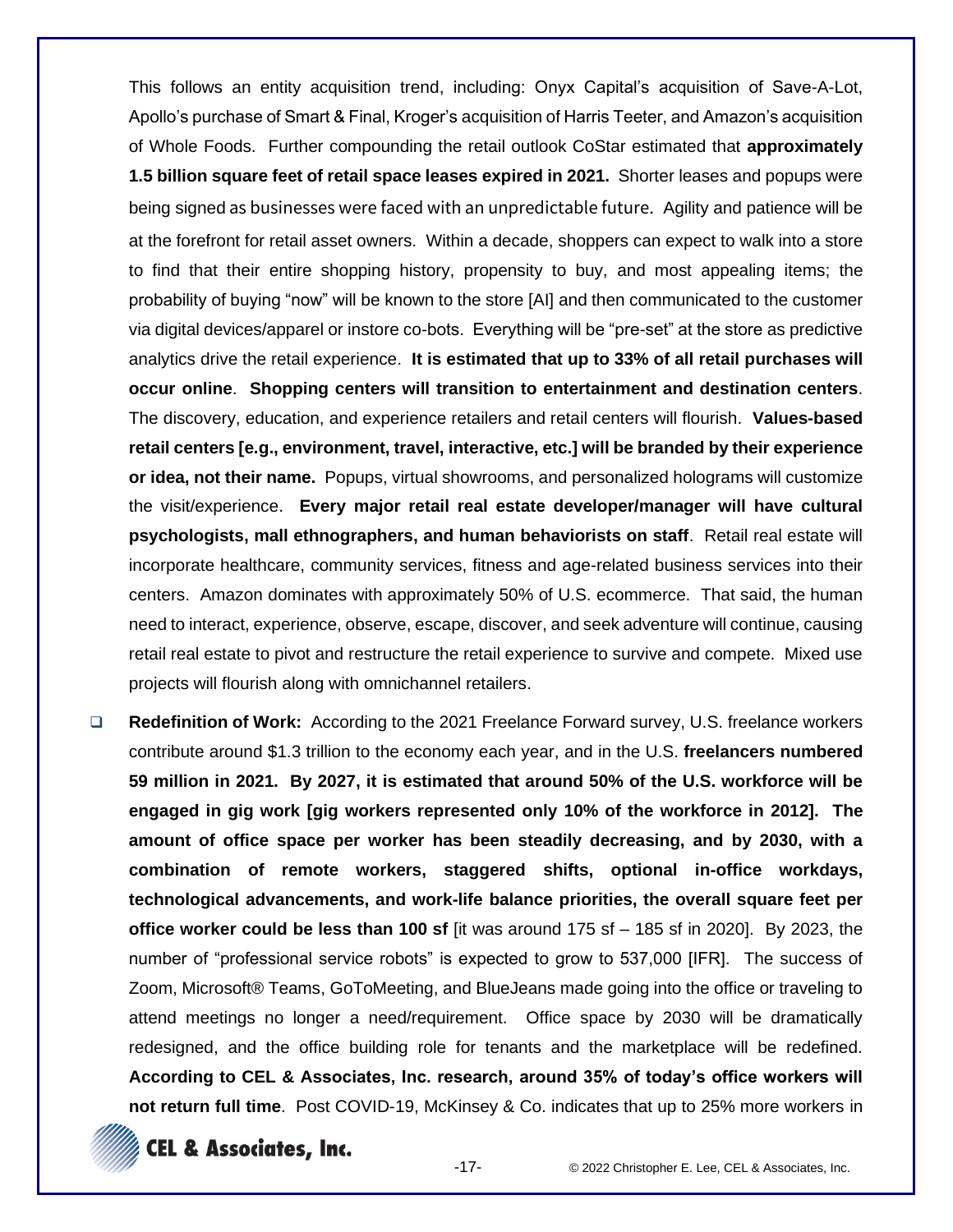This follows an entity acquisition trend, including: Onyx Capital's acquisition of Save-A-Lot, Apollo's purchase of Smart & Final, Kroger's acquisition of Harris Teeter, and Amazon's acquisition of Whole Foods. Further compounding the retail outlook CoStar estimated that **approximately 1.5 billion square feet of retail space leases expired in 2021.** Shorter leases and popups were being signed as businesses were faced with an unpredictable future. Agility and patience will be at the forefront for retail asset owners. Within a decade, shoppers can expect to walk into a store to find that their entire shopping history, propensity to buy, and most appealing items; the probability of buying "now" will be known to the store [AI] and then communicated to the customer via digital devices/apparel or instore co-bots. Everything will be "pre-set" at the store as predictive analytics drive the retail experience. **It is estimated that up to 33% of all retail purchases will occur online**. **Shopping centers will transition to entertainment and destination centers**. The discovery, education, and experience retailers and retail centers will flourish. **Values-based retail centers [e.g., environment, travel, interactive, etc.] will be branded by their experience or idea, not their name.** Popups, virtual showrooms, and personalized holograms will customize the visit/experience. **Every major retail real estate developer/manager will have cultural psychologists, mall ethnographers, and human behaviorists on staff**. Retail real estate will incorporate healthcare, community services, fitness and age-related business services into their centers. Amazon dominates with approximately 50% of U.S. ecommerce. That said, the human need to interact, experience, observe, escape, discover, and seek adventure will continue, causing retail real estate to pivot and restructure the retail experience to survive and compete. Mixed use projects will flourish along with omnichannel retailers.

- **Redefinition of Work:** According to the 2021 Freelance Forward survey, U.S. freelance workers contribute around $1.3 trillion to the economy each year, and in the U.S. **freelancers numbered 59 million in 2021. By 2027, it is estimated that around 50% of the U.S. workforce will be engaged in gig work [gig workers represented only 10% of the workforce in 2012]. The amount of office space per worker has been steadily decreasing, and by 2030, with a combination of remote workers, staggered shifts, optional in-office workdays, technological advancements, and work-life balance priorities, the overall square feet per office worker could be less than 100 sf** [it was around 175 sf – 185 sf in 2020]. By 2023, the number of "professional service robots" is expected to grow to 537,000 [IFR]. The success of Zoom, Microsoft® Teams, GoToMeeting, and BlueJeans made going into the office or traveling to attend meetings no longer a need/requirement. Office space by 2030 will be dramatically redesigned, and the office building role for tenants and the marketplace will be redefined. **According to CEL & Associates, Inc. research, around 35% of today's office workers will not return full time**. Post COVID-19, McKinsey & Co. indicates that up to 25% more workers in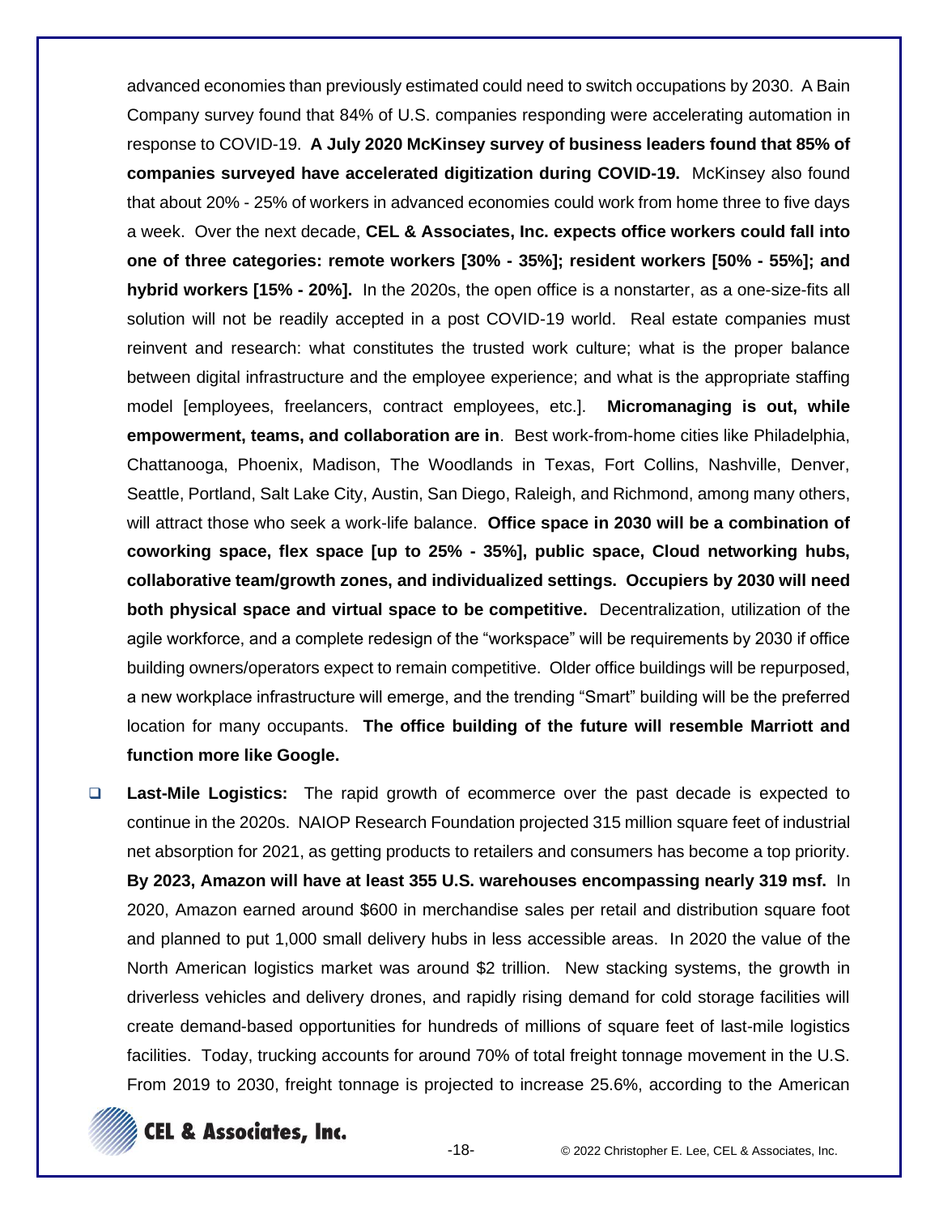advanced economies than previously estimated could need to switch occupations by 2030. A Bain Company survey found that 84% of U.S. companies responding were accelerating automation in response to COVID-19. **A July 2020 McKinsey survey of business leaders found that 85% of companies surveyed have accelerated digitization during COVID-19.** McKinsey also found that about 20% - 25% of workers in advanced economies could work from home three to five days a week. Over the next decade, **CEL & Associates, Inc. expects office workers could fall into one of three categories: remote workers [30% - 35%]; resident workers [50% - 55%]; and hybrid workers [15% - 20%].** In the 2020s, the open office is a nonstarter, as a one-size-fits all solution will not be readily accepted in a post COVID-19 world. Real estate companies must reinvent and research: what constitutes the trusted work culture; what is the proper balance between digital infrastructure and the employee experience; and what is the appropriate staffing model [employees, freelancers, contract employees, etc.]. **Micromanaging is out, while empowerment, teams, and collaboration are in**. Best work-from-home cities like Philadelphia, Chattanooga, Phoenix, Madison, The Woodlands in Texas, Fort Collins, Nashville, Denver, Seattle, Portland, Salt Lake City, Austin, San Diego, Raleigh, and Richmond, among many others, will attract those who seek a work-life balance. **Office space in 2030 will be a combination of coworking space, flex space [up to 25% - 35%], public space, Cloud networking hubs, collaborative team/growth zones, and individualized settings. Occupiers by 2030 will need both physical space and virtual space to be competitive.** Decentralization, utilization of the agile workforce, and a complete redesign of the "workspace" will be requirements by 2030 if office building owners/operators expect to remain competitive. Older office buildings will be repurposed, a new workplace infrastructure will emerge, and the trending "Smart" building will be the preferred location for many occupants. **The office building of the future will resemble Marriott and function more like Google.**

- **Last-Mile Logistics:** The rapid growth of ecommerce over the past decade is expected to continue in the 2020s. NAIOP Research Foundation projected 315 million square feet of industrial net absorption for 2021, as getting products to retailers and consumers has become a top priority. **By 2023, Amazon will have at least 355 U.S. warehouses encompassing nearly 319 msf.** In 2020, Amazon earned around $600 in merchandise sales per retail and distribution square foot and planned to put 1,000 small delivery hubs in less accessible areas. In 2020 the value of the North American logistics market was around $2 trillion. New stacking systems, the growth in driverless vehicles and delivery drones, and rapidly rising demand for cold storage facilities will create demand-based opportunities for hundreds of millions of square feet of last-mile logistics facilities. Today, trucking accounts for around 70% of total freight tonnage movement in the U.S. From 2019 to 2030, freight tonnage is projected to increase 25.6%, according to the American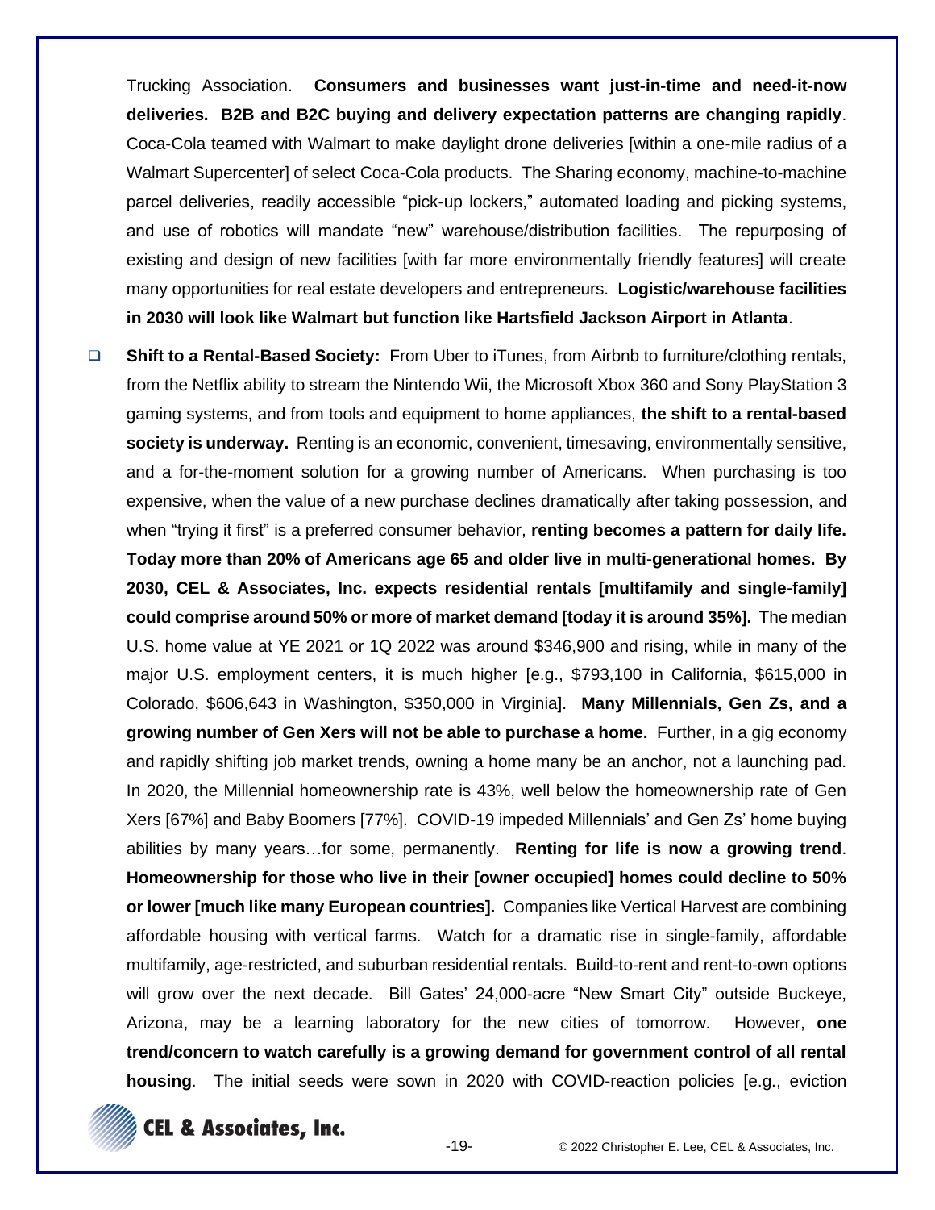Trucking Association. **Consumers and businesses want just-in-time and need-it-now deliveries. B2B and B2C buying and delivery expectation patterns are changing rapidly**. Coca-Cola teamed with Walmart to make daylight drone deliveries [within a one-mile radius of a Walmart Supercenter] of select Coca-Cola products. The Sharing economy, machine-to-machine parcel deliveries, readily accessible "pick-up lockers," automated loading and picking systems, and use of robotics will mandate "new" warehouse/distribution facilities. The repurposing of existing and design of new facilities [with far more environmentally friendly features] will create many opportunities for real estate developers and entrepreneurs. **Logistic/warehouse facilities in 2030 will look like Walmart but function like Hartsfield Jackson Airport in Atlanta**.

- **Shift to a Rental-Based Society:** From Uber to iTunes, from Airbnb to furniture/clothing rentals, from the Netflix ability to stream the Nintendo Wii, the Microsoft Xbox 360 and Sony PlayStation 3 gaming systems, and from tools and equipment to home appliances, **the shift to a rental-based society is underway.** Renting is an economic, convenient, timesaving, environmentally sensitive, and a for-the-moment solution for a growing number of Americans. When purchasing is too expensive, when the value of a new purchase declines dramatically after taking possession, and when "trying it first" is a preferred consumer behavior, **renting becomes a pattern for daily life. Today more than 20% of Americans age 65 and older live in multi-generational homes. By 2030, CEL & Associates, Inc. expects residential rentals [multifamily and single-family] could comprise around 50% or more of market demand [today it is around 35%].** The median U.S. home value at YE 2021 or 1Q 2022 was around $346,900 and rising, while in many of the major U.S. employment centers, it is much higher [e.g., $793,100 in California, $615,000 in Colorado, $606,643 in Washington, $350,000 in Virginia]. **Many Millennials, Gen Zs, and a growing number of Gen Xers will not be able to purchase a home.** Further, in a gig economy and rapidly shifting job market trends, owning a home many be an anchor, not a launching pad. In 2020, the Millennial homeownership rate is 43%, well below the homeownership rate of Gen Xers [67%] and Baby Boomers [77%]. COVID-19 impeded Millennials' and Gen Zs' home buying abilities by many years…for some, permanently. **Renting for life is now a growing trend**. **Homeownership for those who live in their [owner occupied] homes could decline to 50% or lower [much like many European countries].** Companies like Vertical Harvest are combining affordable housing with vertical farms. Watch for a dramatic rise in single-family, affordable multifamily, age-restricted, and suburban residential rentals. Build-to-rent and rent-to-own options will grow over the next decade. Bill Gates' 24,000-acre "New Smart City" outside Buckeye, Arizona, may be a learning laboratory for the new cities of tomorrow. However, **one trend/concern to watch carefully is a growing demand for government control of all rental housing**. The initial seeds were sown in 2020 with COVID-reaction policies [e.g., eviction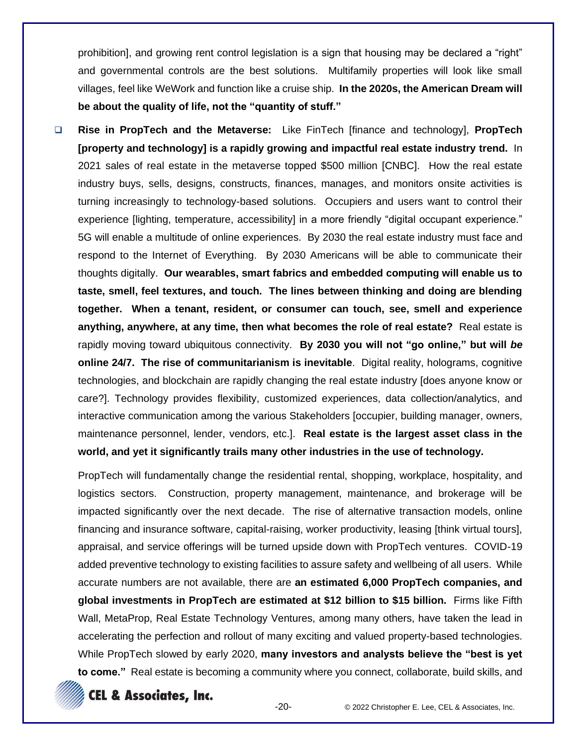prohibition], and growing rent control legislation is a sign that housing may be declared a "right" and governmental controls are the best solutions. Multifamily properties will look like small villages, feel like WeWork and function like a cruise ship. **In the 2020s, the American Dream will be about the quality of life, not the "quantity of stuff."**

- **Rise in PropTech and the Metaverse:** Like FinTech [finance and technology], **PropTech [property and technology] is a rapidly growing and impactful real estate industry trend.** In 2021 sales of real estate in the metaverse topped $500 million [CNBC]. How the real estate industry buys, sells, designs, constructs, finances, manages, and monitors onsite activities is turning increasingly to technology-based solutions. Occupiers and users want to control their experience [lighting, temperature, accessibility] in a more friendly "digital occupant experience." 5G will enable a multitude of online experiences. By 2030 the real estate industry must face and respond to the Internet of Everything. By 2030 Americans will be able to communicate their thoughts digitally. **Our wearables, smart fabrics and embedded computing will enable us to taste, smell, feel textures, and touch. The lines between thinking and doing are blending together. When a tenant, resident, or consumer can touch, see, smell and experience anything, anywhere, at any time, then what becomes the role of real estate?** Real estate is rapidly moving toward ubiquitous connectivity. **By 2030 you will not "go online," but will *be* online 24/7. The rise of communitarianism is inevitable**. Digital reality, holograms, cognitive technologies, and blockchain are rapidly changing the real estate industry [does anyone know or care?]. Technology provides flexibility, customized experiences, data collection/analytics, and interactive communication among the various Stakeholders [occupier, building manager, owners, maintenance personnel, lender, vendors, etc.]. **Real estate is the largest asset class in the world, and yet it significantly trails many other industries in the use of technology.**

  PropTech will fundamentally change the residential rental, shopping, workplace, hospitality, and logistics sectors. Construction, property management, maintenance, and brokerage will be impacted significantly over the next decade. The rise of alternative transaction models, online financing and insurance software, capital-raising, worker productivity, leasing [think virtual tours], appraisal, and service offerings will be turned upside down with PropTech ventures. COVID-19 added preventive technology to existing facilities to assure safety and wellbeing of all users. While accurate numbers are not available, there are **an estimated 6,000 PropTech companies, and global investments in PropTech are estimated at $12 billion to $15 billion.** Firms like Fifth Wall, MetaProp, Real Estate Technology Ventures, among many others, have taken the lead in accelerating the perfection and rollout of many exciting and valued property-based technologies. While PropTech slowed by early 2020, **many investors and analysts believe the "best is yet to come."** Real estate is becoming a community where you connect, collaborate, build skills, and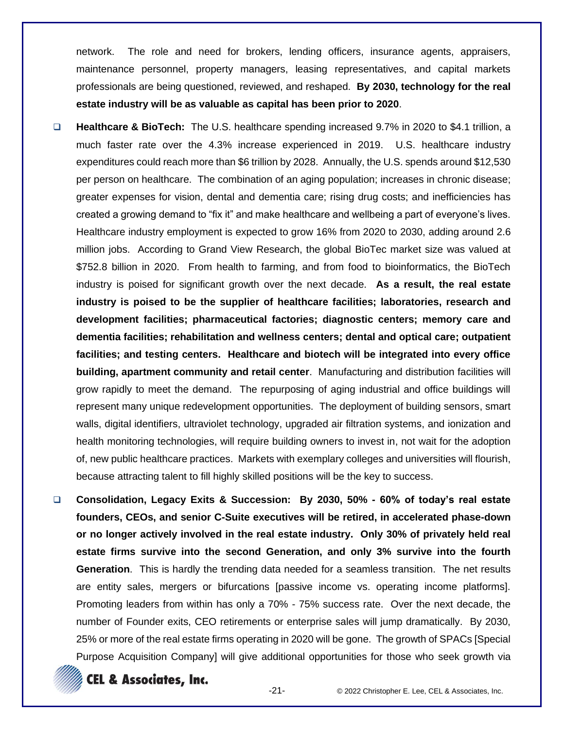network. The role and need for brokers, lending officers, insurance agents, appraisers, maintenance personnel, property managers, leasing representatives, and capital markets professionals are being questioned, reviewed, and reshaped. **By 2030, technology for the real estate industry will be as valuable as capital has been prior to 2020**.

- **Healthcare & BioTech:** The U.S. healthcare spending increased 9.7% in 2020 to $4.1 trillion, a much faster rate over the 4.3% increase experienced in 2019. U.S. healthcare industry expenditures could reach more than $6 trillion by 2028. Annually, the U.S. spends around $12,530 per person on healthcare. The combination of an aging population; increases in chronic disease; greater expenses for vision, dental and dementia care; rising drug costs; and inefficiencies has created a growing demand to "fix it" and make healthcare and wellbeing a part of everyone's lives. Healthcare industry employment is expected to grow 16% from 2020 to 2030, adding around 2.6 million jobs. According to Grand View Research, the global BioTec market size was valued at $752.8 billion in 2020. From health to farming, and from food to bioinformatics, the BioTech industry is poised for significant growth over the next decade. **As a result, the real estate industry is poised to be the supplier of healthcare facilities; laboratories, research and development facilities; pharmaceutical factories; diagnostic centers; memory care and dementia facilities; rehabilitation and wellness centers; dental and optical care; outpatient facilities; and testing centers. Healthcare and biotech will be integrated into every office building, apartment community and retail center**. Manufacturing and distribution facilities will grow rapidly to meet the demand. The repurposing of aging industrial and office buildings will represent many unique redevelopment opportunities. The deployment of building sensors, smart walls, digital identifiers, ultraviolet technology, upgraded air filtration systems, and ionization and health monitoring technologies, will require building owners to invest in, not wait for the adoption of, new public healthcare practices. Markets with exemplary colleges and universities will flourish, because attracting talent to fill highly skilled positions will be the key to success.

- **Consolidation, Legacy Exits & Succession: By 2030, 50% - 60% of today's real estate founders, CEOs, and senior C-Suite executives will be retired, in accelerated phase-down or no longer actively involved in the real estate industry. Only 30% of privately held real estate firms survive into the second Generation, and only 3% survive into the fourth Generation**. This is hardly the trending data needed for a seamless transition. The net results are entity sales, mergers or bifurcations [passive income vs. operating income platforms]. Promoting leaders from within has only a 70% - 75% success rate. Over the next decade, the number of Founder exits, CEO retirements or enterprise sales will jump dramatically. By 2030, 25% or more of the real estate firms operating in 2020 will be gone. The growth of SPACs [Special Purpose Acquisition Company] will give additional opportunities for those who seek growth via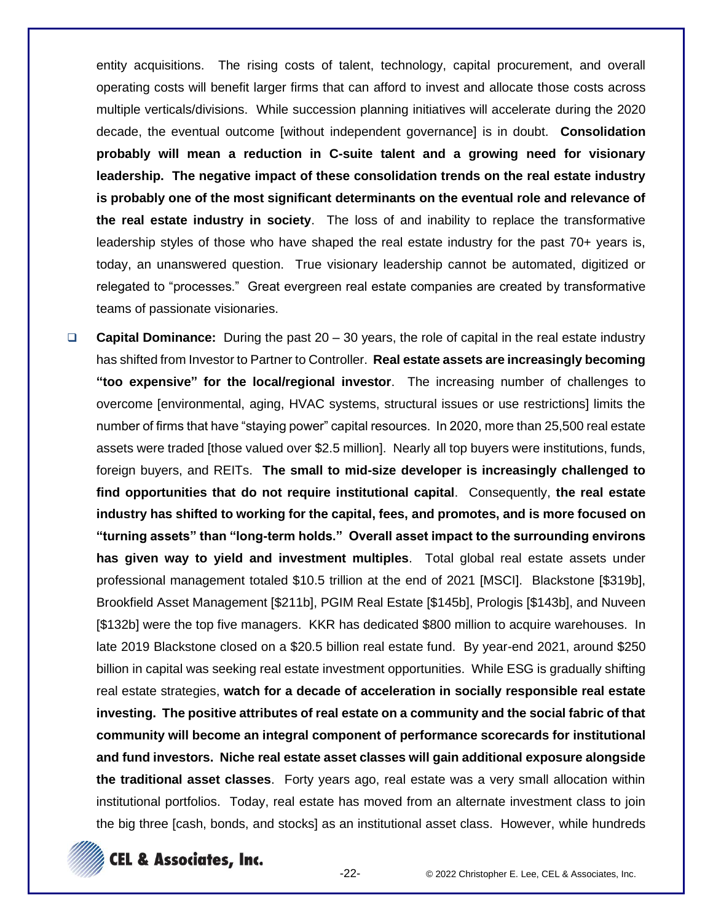entity acquisitions. The rising costs of talent, technology, capital procurement, and overall operating costs will benefit larger firms that can afford to invest and allocate those costs across multiple verticals/divisions. While succession planning initiatives will accelerate during the 2020 decade, the eventual outcome [without independent governance] is in doubt. **Consolidation probably will mean a reduction in C-suite talent and a growing need for visionary leadership. The negative impact of these consolidation trends on the real estate industry is probably one of the most significant determinants on the eventual role and relevance of the real estate industry in society**. The loss of and inability to replace the transformative leadership styles of those who have shaped the real estate industry for the past 70+ years is, today, an unanswered question. True visionary leadership cannot be automated, digitized or relegated to "processes." Great evergreen real estate companies are created by transformative teams of passionate visionaries.

- **Capital Dominance:** During the past 20 – 30 years, the role of capital in the real estate industry has shifted from Investor to Partner to Controller. **Real estate assets are increasingly becoming "too expensive" for the local/regional investor**. The increasing number of challenges to overcome [environmental, aging, HVAC systems, structural issues or use restrictions] limits the number of firms that have "staying power" capital resources. In 2020, more than 25,500 real estate assets were traded [those valued over $2.5 million]. Nearly all top buyers were institutions, funds, foreign buyers, and REITs. **The small to mid-size developer is increasingly challenged to find opportunities that do not require institutional capital**. Consequently, **the real estate industry has shifted to working for the capital, fees, and promotes, and is more focused on "turning assets" than "long-term holds." Overall asset impact to the surrounding environs has given way to yield and investment multiples**. Total global real estate assets under professional management totaled $10.5 trillion at the end of 2021 [MSCI]. Blackstone [$319b], Brookfield Asset Management [$211b], PGIM Real Estate [$145b], Prologis [$143b], and Nuveen [$132b] were the top five managers. KKR has dedicated $800 million to acquire warehouses. In late 2019 Blackstone closed on a $20.5 billion real estate fund. By year-end 2021, around $250 billion in capital was seeking real estate investment opportunities. While ESG is gradually shifting real estate strategies, **watch for a decade of acceleration in socially responsible real estate investing. The positive attributes of real estate on a community and the social fabric of that community will become an integral component of performance scorecards for institutional and fund investors. Niche real estate asset classes will gain additional exposure alongside the traditional asset classes**. Forty years ago, real estate was a very small allocation within institutional portfolios. Today, real estate has moved from an alternate investment class to join the big three [cash, bonds, and stocks] as an institutional asset class. However, while hundreds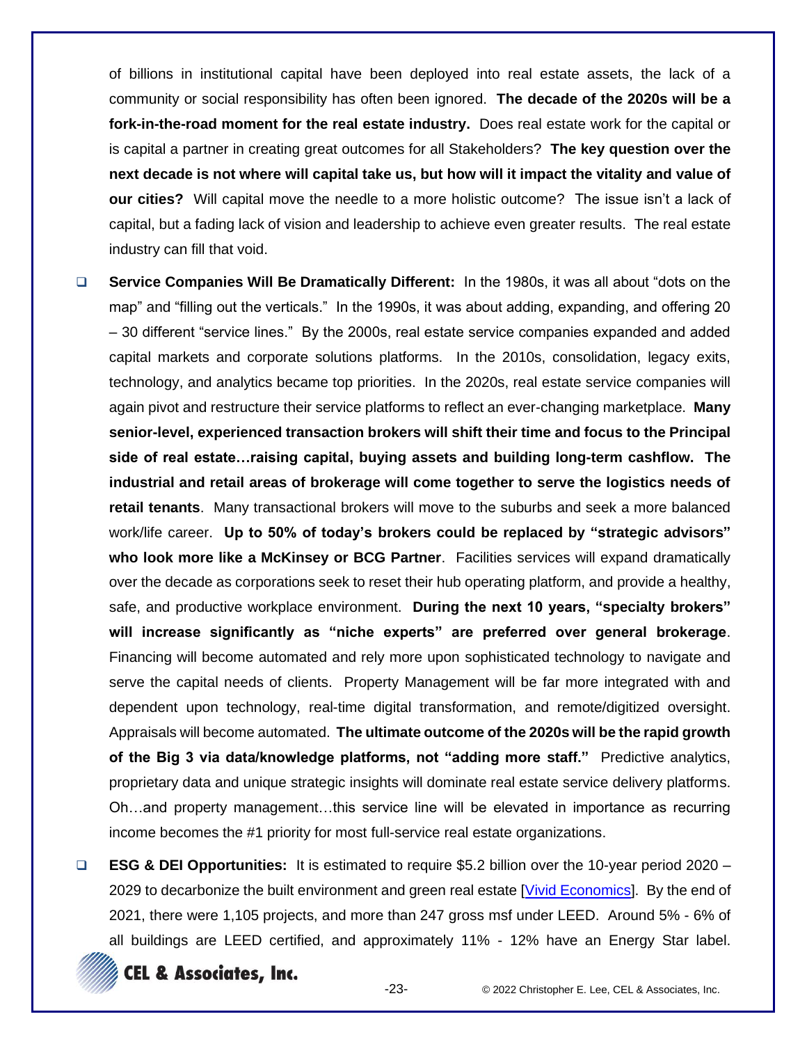of billions in institutional capital have been deployed into real estate assets, the lack of a community or social responsibility has often been ignored. **The decade of the 2020s will be a fork-in-the-road moment for the real estate industry.** Does real estate work for the capital or is capital a partner in creating great outcomes for all Stakeholders? **The key question over the next decade is not where will capital take us, but how will it impact the vitality and value of our cities?** Will capital move the needle to a more holistic outcome? The issue isn't a lack of capital, but a fading lack of vision and leadership to achieve even greater results. The real estate industry can fill that void.

- **Service Companies Will Be Dramatically Different:** In the 1980s, it was all about "dots on the map" and "filling out the verticals." In the 1990s, it was about adding, expanding, and offering 20 – 30 different "service lines." By the 2000s, real estate service companies expanded and added capital markets and corporate solutions platforms. In the 2010s, consolidation, legacy exits, technology, and analytics became top priorities. In the 2020s, real estate service companies will again pivot and restructure their service platforms to reflect an ever-changing marketplace. **Many senior-level, experienced transaction brokers will shift their time and focus to the Principal side of real estate…raising capital, buying assets and building long-term cashflow. The industrial and retail areas of brokerage will come together to serve the logistics needs of retail tenants**. Many transactional brokers will move to the suburbs and seek a more balanced work/life career. **Up to 50% of today's brokers could be replaced by "strategic advisors" who look more like a McKinsey or BCG Partner**. Facilities services will expand dramatically over the decade as corporations seek to reset their hub operating platform, and provide a healthy, safe, and productive workplace environment. **During the next 10 years, "specialty brokers" will increase significantly as "niche experts" are preferred over general brokerage**. Financing will become automated and rely more upon sophisticated technology to navigate and serve the capital needs of clients. Property Management will be far more integrated with and dependent upon technology, real-time digital transformation, and remote/digitized oversight. Appraisals will become automated. **The ultimate outcome of the 2020s will be the rapid growth of the Big 3 via data/knowledge platforms, not "adding more staff."** Predictive analytics, proprietary data and unique strategic insights will dominate real estate service delivery platforms. Oh…and property management…this service line will be elevated in importance as recurring income becomes the #1 priority for most full-service real estate organizations.

- **ESG & DEI Opportunities:** It is estimated to require $5.2 billion over the 10-year period 2020 – 2029 to decarbonize the built environment and green real estate [Vivid Economics]. By the end of 2021, there were 1,105 projects, and more than 247 gross msf under LEED. Around 5% - 6% of all buildings are LEED certified, and approximately 11% - 12% have an Energy Star label.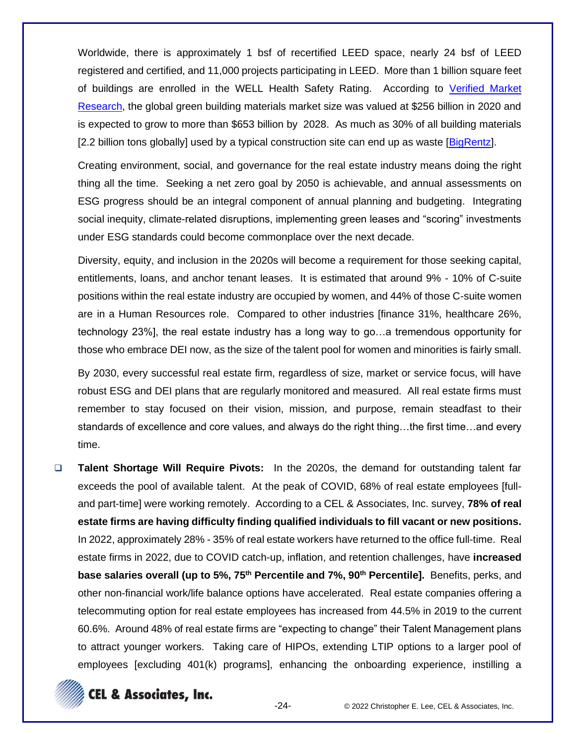Worldwide, there is approximately 1 bsf of recertified LEED space, nearly 24 bsf of LEED registered and certified, and 11,000 projects participating in LEED. More than 1 billion square feet of buildings are enrolled in the WELL Health Safety Rating. According to Verified Market Research, the global green building materials market size was valued at $256 billion in 2020 and is expected to grow to more than $653 billion by 2028. As much as 30% of all building materials [2.2 billion tons globally] used by a typical construction site can end up as waste [BigRentz].

Creating environment, social, and governance for the real estate industry means doing the right thing all the time. Seeking a net zero goal by 2050 is achievable, and annual assessments on ESG progress should be an integral component of annual planning and budgeting. Integrating social inequity, climate-related disruptions, implementing green leases and "scoring" investments under ESG standards could become commonplace over the next decade.

Diversity, equity, and inclusion in the 2020s will become a requirement for those seeking capital, entitlements, loans, and anchor tenant leases. It is estimated that around 9% - 10% of C-suite positions within the real estate industry are occupied by women, and 44% of those C-suite women are in a Human Resources role. Compared to other industries [finance 31%, healthcare 26%, technology 23%], the real estate industry has a long way to go…a tremendous opportunity for those who embrace DEI now, as the size of the talent pool for women and minorities is fairly small.

By 2030, every successful real estate firm, regardless of size, market or service focus, will have robust ESG and DEI plans that are regularly monitored and measured. All real estate firms must remember to stay focused on their vision, mission, and purpose, remain steadfast to their standards of excellence and core values, and always do the right thing…the first time…and every time.

- **Talent Shortage Will Require Pivots:** In the 2020s, the demand for outstanding talent far exceeds the pool of available talent. At the peak of COVID, 68% of real estate employees [full- and part-time] were working remotely. According to a CEL & Associates, Inc. survey, **78% of real estate firms are having difficulty finding qualified individuals to fill vacant or new positions.** In 2022, approximately 28% - 35% of real estate workers have returned to the office full-time. Real estate firms in 2022, due to COVID catch-up, inflation, and retention challenges, have **increased base salaries overall (up to 5%, 75th Percentile and 7%, 90th Percentile].** Benefits, perks, and other non-financial work/life balance options have accelerated. Real estate companies offering a telecommuting option for real estate employees has increased from 44.5% in 2019 to the current 60.6%. Around 48% of real estate firms are "expecting to change" their Talent Management plans to attract younger workers. Taking care of HIPOs, extending LTIP options to a larger pool of employees [excluding 401(k) programs], enhancing the onboarding experience, instilling a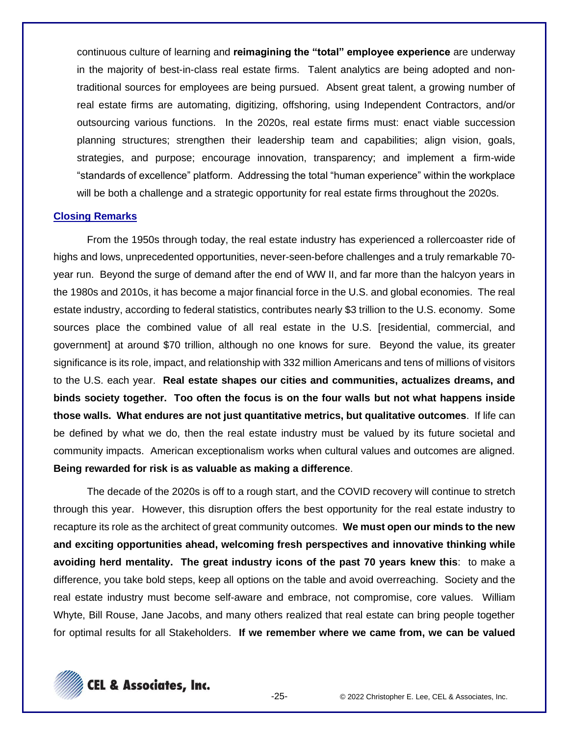continuous culture of learning and **reimagining the "total" employee experience** are underway in the majority of best-in-class real estate firms. Talent analytics are being adopted and non-traditional sources for employees are being pursued. Absent great talent, a growing number of real estate firms are automating, digitizing, offshoring, using Independent Contractors, and/or outsourcing various functions. In the 2020s, real estate firms must: enact viable succession planning structures; strengthen their leadership team and capabilities; align vision, goals, strategies, and purpose; encourage innovation, transparency; and implement a firm-wide "standards of excellence" platform. Addressing the total "human experience" within the workplace will be both a challenge and a strategic opportunity for real estate firms throughout the 2020s.

## Closing Remarks

From the 1950s through today, the real estate industry has experienced a rollercoaster ride of highs and lows, unprecedented opportunities, never-seen-before challenges and a truly remarkable 70-year run. Beyond the surge of demand after the end of WW II, and far more than the halcyon years in the 1980s and 2010s, it has become a major financial force in the U.S. and global economies. The real estate industry, according to federal statistics, contributes nearly $3 trillion to the U.S. economy. Some sources place the combined value of all real estate in the U.S. [residential, commercial, and government] at around $70 trillion, although no one knows for sure. Beyond the value, its greater significance is its role, impact, and relationship with 332 million Americans and tens of millions of visitors to the U.S. each year. **Real estate shapes our cities and communities, actualizes dreams, and binds society together. Too often the focus is on the four walls but not what happens inside those walls. What endures are not just quantitative metrics, but qualitative outcomes**. If life can be defined by what we do, then the real estate industry must be valued by its future societal and community impacts. American exceptionalism works when cultural values and outcomes are aligned. **Being rewarded for risk is as valuable as making a difference**.

The decade of the 2020s is off to a rough start, and the COVID recovery will continue to stretch through this year. However, this disruption offers the best opportunity for the real estate industry to recapture its role as the architect of great community outcomes. **We must open our minds to the new and exciting opportunities ahead, welcoming fresh perspectives and innovative thinking while avoiding herd mentality. The great industry icons of the past 70 years knew this**: to make a difference, you take bold steps, keep all options on the table and avoid overreaching. Society and the real estate industry must become self-aware and embrace, not compromise, core values. William Whyte, Bill Rouse, Jane Jacobs, and many others realized that real estate can bring people together for optimal results for all Stakeholders. **If we remember where we came from, we can be valued**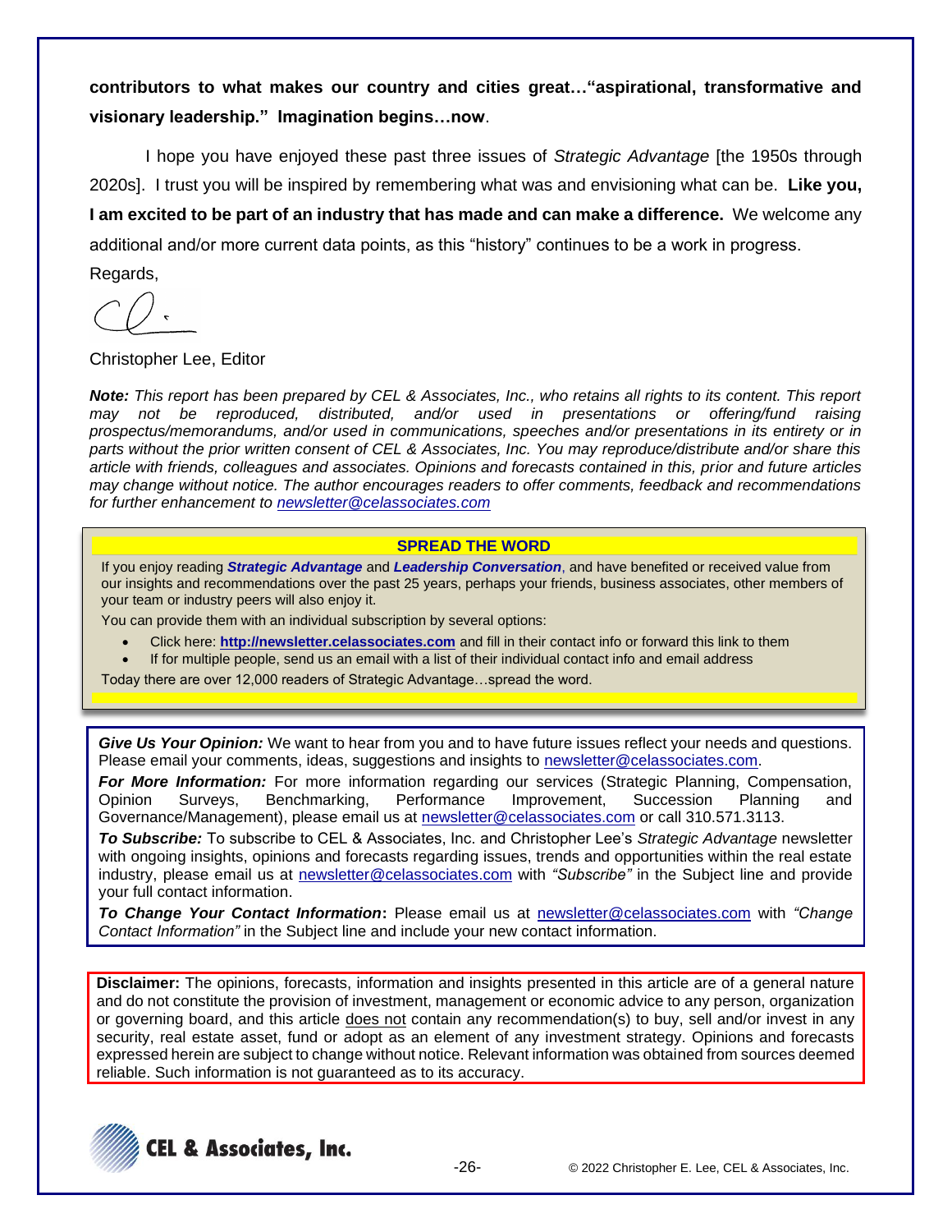**contributors to what makes our country and cities great…"aspirational, transformative and visionary leadership." Imagination begins…now**.

I hope you have enjoyed these past three issues of *Strategic Advantage* [the 1950s through 2020s]. I trust you will be inspired by remembering what was and envisioning what can be. **Like you, I am excited to be part of an industry that has made and can make a difference.** We welcome any additional and/or more current data points, as this "history" continues to be a work in progress.

Regards,

Christopher Lee, Editor

***Note:*** *This report has been prepared by CEL & Associates, Inc., who retains all rights to its content. This report may not be reproduced, distributed, and/or used in presentations or offering/fund raising prospectus/memorandums, and/or used in communications, speeches and/or presentations in its entirety or in parts without the prior written consent of CEL & Associates, Inc. You may reproduce/distribute and/or share this article with friends, colleagues and associates. Opinions and forecasts contained in this, prior and future articles may change without notice. The author encourages readers to offer comments, feedback and recommendations for further enhancement to newsletter@celassociates.com*

**SPREAD THE WORD**

If you enjoy reading ***Strategic Advantage*** and ***Leadership Conversation***, and have benefited or received value from our insights and recommendations over the past 25 years, perhaps your friends, business associates, other members of your team or industry peers will also enjoy it.

You can provide them with an individual subscription by several options:

- Click here: **http://newsletter.celassociates.com** and fill in their contact info or forward this link to them
- If for multiple people, send us an email with a list of their individual contact info and email address

Today there are over 12,000 readers of Strategic Advantage…spread the word.

***Give Us Your Opinion:*** We want to hear from you and to have future issues reflect your needs and questions. Please email your comments, ideas, suggestions and insights to newsletter@celassociates.com.

***For More Information:*** For more information regarding our services (Strategic Planning, Compensation, Opinion Surveys, Benchmarking, Performance Improvement, Succession Planning and Governance/Management), please email us at newsletter@celassociates.com or call 310.571.3113.

***To Subscribe:*** To subscribe to CEL & Associates, Inc. and Christopher Lee's *Strategic Advantage* newsletter with ongoing insights, opinions and forecasts regarding issues, trends and opportunities within the real estate industry, please email us at newsletter@celassociates.com with *"Subscribe"* in the Subject line and provide your full contact information.

***To Change Your Contact Information*:** Please email us at newsletter@celassociates.com with *"Change Contact Information"* in the Subject line and include your new contact information.

**Disclaimer:** The opinions, forecasts, information and insights presented in this article are of a general nature and do not constitute the provision of investment, management or economic advice to any person, organization or governing board, and this article does not contain any recommendation(s) to buy, sell and/or invest in any security, real estate asset, fund or adopt as an element of any investment strategy. Opinions and forecasts expressed herein are subject to change without notice. Relevant information was obtained from sources deemed reliable. Such information is not guaranteed as to its accuracy.

CEL & Associates, Inc.

© 2022 Christopher E. Lee, CEL & Associates, Inc.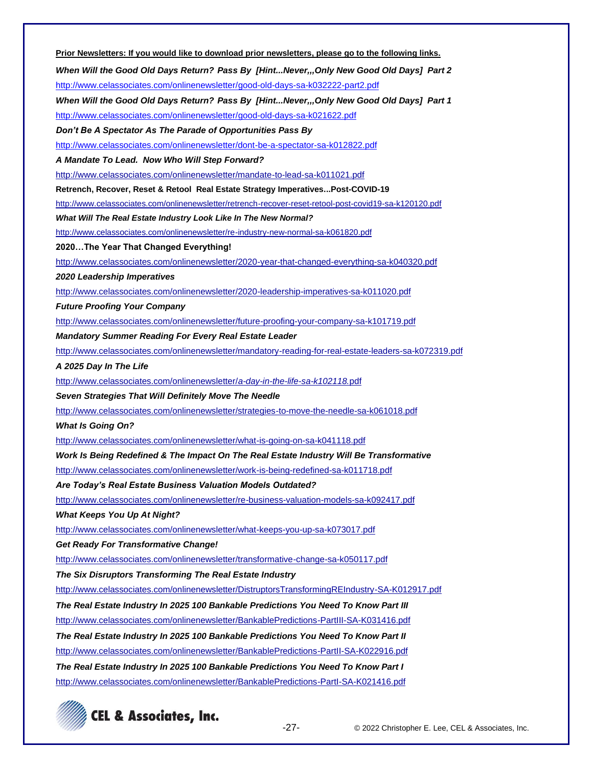**Prior Newsletters: If you would like to download prior newsletters, please go to the following links.**

***When Will the Good Old Days Return? Pass By [Hint...Never,,,Only New Good Old Days] Part 2***

http://www.celassociates.com/onlinenewsletter/good-old-days-sa-k032222-part2.pdf

***When Will the Good Old Days Return? Pass By [Hint...Never,,,Only New Good Old Days] Part 1***

http://www.celassociates.com/onlinenewsletter/good-old-days-sa-k021622.pdf

***Don't Be A Spectator As The Parade of Opportunities Pass By***

http://www.celassociates.com/onlinenewsletter/dont-be-a-spectator-sa-k012822.pdf

***A Mandate To Lead. Now Who Will Step Forward?***

http://www.celassociates.com/onlinenewsletter/mandate-to-lead-sa-k011021.pdf

**Retrench, Recover, Reset & Retool Real Estate Strategy Imperatives...Post-COVID-19**

http://www.celassociates.com/onlinenewsletter/retrench-recover-reset-retool-post-covid19-sa-k120120.pdf

***What Will The Real Estate Industry Look Like In The New Normal?***

http://www.celassociates.com/onlinenewsletter/re-industry-new-normal-sa-k061820.pdf

**2020…The Year That Changed Everything!**

http://www.celassociates.com/onlinenewsletter/2020-year-that-changed-everything-sa-k040320.pdf

***2020 Leadership Imperatives***

http://www.celassociates.com/onlinenewsletter/2020-leadership-imperatives-sa-k011020.pdf

***Future Proofing Your Company***

http://www.celassociates.com/onlinenewsletter/future-proofing-your-company-sa-k101719.pdf

***Mandatory Summer Reading For Every Real Estate Leader***

http://www.celassociates.com/onlinenewsletter/mandatory-reading-for-real-estate-leaders-sa-k072319.pdf

***A 2025 Day In The Life***

http://www.celassociates.com/onlinenewsletter/a-day-in-the-life-sa-k102118.pdf

***Seven Strategies That Will Definitely Move The Needle***

http://www.celassociates.com/onlinenewsletter/strategies-to-move-the-needle-sa-k061018.pdf

***What Is Going On?***

http://www.celassociates.com/onlinenewsletter/what-is-going-on-sa-k041118.pdf

***Work Is Being Redefined & The Impact On The Real Estate Industry Will Be Transformative***

http://www.celassociates.com/onlinenewsletter/work-is-being-redefined-sa-k011718.pdf

***Are Today's Real Estate Business Valuation Models Outdated?***

http://www.celassociates.com/onlinenewsletter/re-business-valuation-models-sa-k092417.pdf

***What Keeps You Up At Night?***

http://www.celassociates.com/onlinenewsletter/what-keeps-you-up-sa-k073017.pdf

***Get Ready For Transformative Change!***

http://www.celassociates.com/onlinenewsletter/transformative-change-sa-k050117.pdf

***The Six Disruptors Transforming The Real Estate Industry***

http://www.celassociates.com/onlinenewsletter/DistruptorsTransformingREIndustry-SA-K012917.pdf

***The Real Estate Industry In 2025 100 Bankable Predictions You Need To Know Part III***

http://www.celassociates.com/onlinenewsletter/BankablePredictions-PartIII-SA-K031416.pdf

***The Real Estate Industry In 2025 100 Bankable Predictions You Need To Know Part II***

http://www.celassociates.com/onlinenewsletter/BankablePredictions-PartII-SA-K022916.pdf

***The Real Estate Industry In 2025 100 Bankable Predictions You Need To Know Part I***

http://www.celassociates.com/onlinenewsletter/BankablePredictions-PartI-SA-K021416.pdf

**CEL & Associates, Inc.**

© 2022 Christopher E. Lee, CEL & Associates, Inc.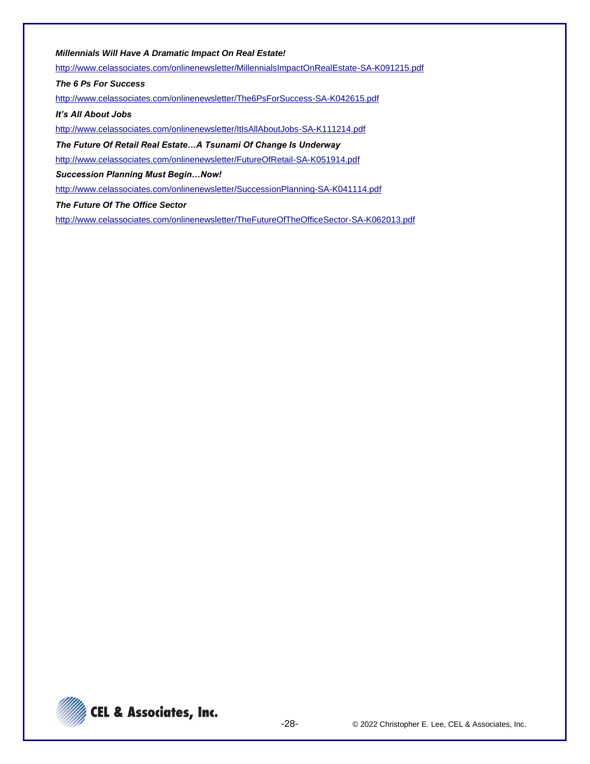***Millennials Will Have A Dramatic Impact On Real Estate!***

http://www.celassociates.com/onlinenewsletter/MillennialsImpactOnRealEstate-SA-K091215.pdf

***The 6 Ps For Success***

http://www.celassociates.com/onlinenewsletter/The6PsForSuccess-SA-K042615.pdf

***It's All About Jobs***

http://www.celassociates.com/onlinenewsletter/ItIsAllAboutJobs-SA-K111214.pdf

***The Future Of Retail Real Estate…A Tsunami Of Change Is Underway***

http://www.celassociates.com/onlinenewsletter/FutureOfRetail-SA-K051914.pdf

***Succession Planning Must Begin…Now!***

http://www.celassociates.com/onlinenewsletter/SuccessionPlanning-SA-K041114.pdf

***The Future Of The Office Sector***

http://www.celassociates.com/onlinenewsletter/TheFutureOfTheOfficeSector-SA-K062013.pdf